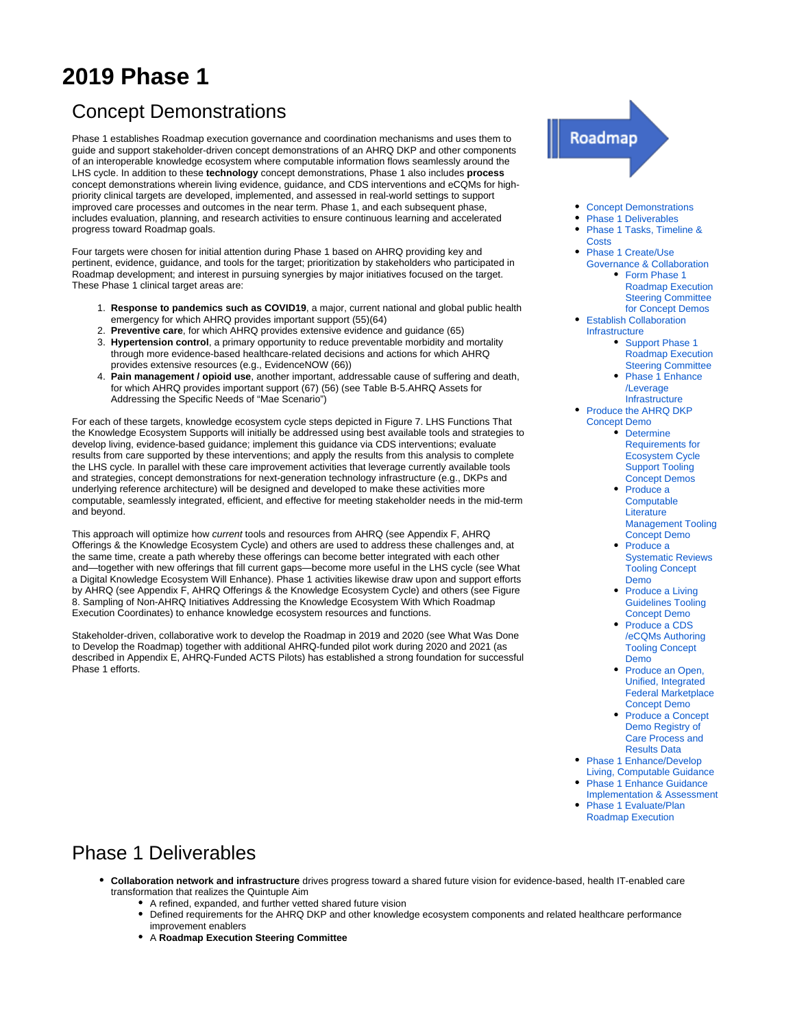# 2019 Phase 1

## Concept Demonstrations

Phase 1 establishes Roadmap execution governance and coordination mechanisms and uses them to guide and support stakeholder-driven concept demonstrations of an AHRQ DKP and other components of an interoperable knowledge ecosystem where computable information flows seamlessly around the LHS cycle. In addition to these **technology** concept demonstrations, Phase 1 also includes **process** concept demonstrations wherein living evidence, guidance, and CDS interventions and eCQMs for high-priority clinical targets are developed, implemented, and assessed in real-world settings to support improved care processes and outcomes in the near term. Phase 1, and each subsequent phase, includes evaluation, planning, and research activities to ensure continuous learning and accelerated progress toward Roadmap goals.

Four targets were chosen for initial attention during Phase 1 based on AHRQ providing key and pertinent, evidence, guidance, and tools for the target; prioritization by stakeholders who participated in Roadmap development; and interest in pursuing synergies by major initiatives focused on the target. These Phase 1 clinical target areas are:

1. **Response to pandemics such as COVID19**, a major, current national and global public health emergency for which AHRQ provides important support (55)(64)
2. **Preventive care**, for which AHRQ provides extensive evidence and guidance (65)
3. **Hypertension control**, a primary opportunity to reduce preventable morbidity and mortality through more evidence-based healthcare-related decisions and actions for which AHRQ provides extensive resources (e.g., EvidenceNOW (66))
4. **Pain management / opioid use**, another important, addressable cause of suffering and death, for which AHRQ provides important support (67) (56) (see Table B-5.AHRQ Assets for Addressing the Specific Needs of "Mae Scenario")

For each of these targets, knowledge ecosystem cycle steps depicted in Figure 7. LHS Functions That the Knowledge Ecosystem Supports will initially be addressed using best available tools and strategies to develop living, evidence-based guidance; implement this guidance via CDS interventions; evaluate results from care supported by these interventions; and apply the results from this analysis to complete the LHS cycle. In parallel with these care improvement activities that leverage currently available tools and strategies, concept demonstrations for next-generation technology infrastructure (e.g., DKPs and underlying reference architecture) will be designed and developed to make these activities more computable, seamlessly integrated, efficient, and effective for meeting stakeholder needs in the mid-term and beyond.

This approach will optimize how *current* tools and resources from AHRQ (see Appendix F, AHRQ Offerings & the Knowledge Ecosystem Cycle) and others are used to address these challenges and, at the same time, create a path whereby these offerings can become better integrated with each other and—together with new offerings that fill current gaps—become more useful in the LHS cycle (see What a Digital Knowledge Ecosystem Will Enhance). Phase 1 activities likewise draw upon and support efforts by AHRQ (see Appendix F, AHRQ Offerings & the Knowledge Ecosystem Cycle) and others (see Figure 8. Sampling of Non-AHRQ Initiatives Addressing the Knowledge Ecosystem With Which Roadmap Execution Coordinates) to enhance knowledge ecosystem resources and functions.

Stakeholder-driven, collaborative work to develop the Roadmap in 2019 and 2020 (see What Was Done to Develop the Roadmap) together with additional AHRQ-funded pilot work during 2020 and 2021 (as described in Appendix E, AHRQ-Funded ACTS Pilots) has established a strong foundation for successful Phase 1 efforts.

Roadmap

- Concept Demonstrations
- Phase 1 Deliverables
- Phase 1 Tasks, Timeline & Costs
- Phase 1 Create/Use Governance & Collaboration
  - Form Phase 1 Roadmap Execution Steering Committee for Concept Demos
- Establish Collaboration Infrastructure
  - Support Phase 1 Roadmap Execution Steering Committee
  - Phase 1 Enhance /Leverage Infrastructure
- Produce the AHRQ DKP Concept Demo
  - Determine Requirements for Ecosystem Cycle Support Tooling Concept Demos
  - Produce a Computable Literature Management Tooling Concept Demo
  - Produce a Systematic Reviews Tooling Concept Demo
  - Produce a Living Guidelines Tooling Concept Demo
  - Produce a CDS /eCQMs Authoring Tooling Concept Demo
  - Produce an Open, Unified, Integrated Federal Marketplace Concept Demo
  - Produce a Concept Demo Registry of Care Process and Results Data
- Phase 1 Enhance/Develop Living, Computable Guidance
- Phase 1 Enhance Guidance Implementation & Assessment
- Phase 1 Evaluate/Plan Roadmap Execution

## Phase 1 Deliverables

- **Collaboration network and infrastructure** drives progress toward a shared future vision for evidence-based, health IT-enabled care transformation that realizes the Quintuple Aim
  - A refined, expanded, and further vetted shared future vision
  - Defined requirements for the AHRQ DKP and other knowledge ecosystem components and related healthcare performance improvement enablers
  - A **Roadmap Execution Steering Committee**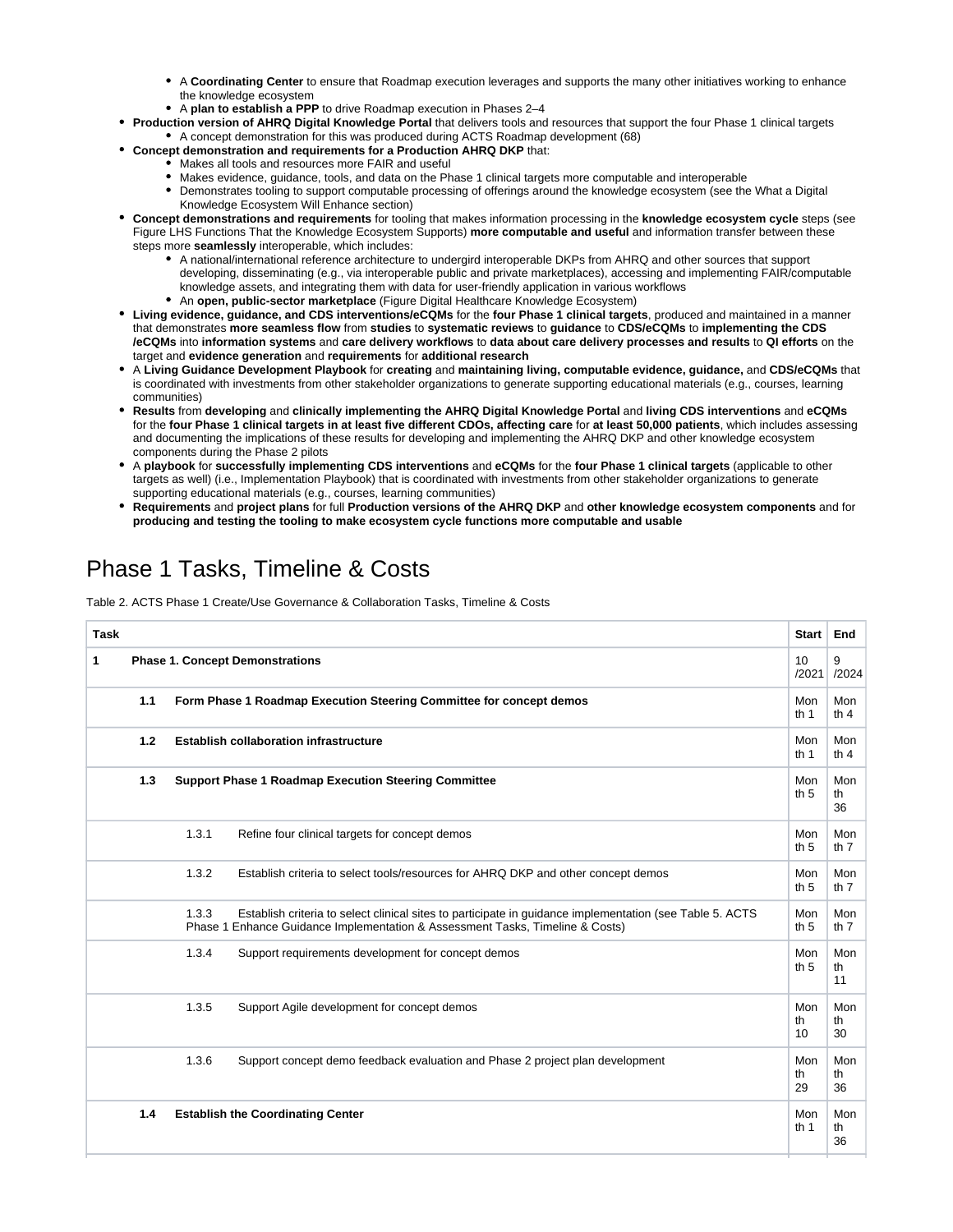- A **Coordinating Center** to ensure that Roadmap execution leverages and supports the many other initiatives working to enhance the knowledge ecosystem
    - A **plan to establish a PPP** to drive Roadmap execution in Phases 2–4
- **Production version of AHRQ Digital Knowledge Portal** that delivers tools and resources that support the four Phase 1 clinical targets
    - A concept demonstration for this was produced during ACTS Roadmap development (68)
- **Concept demonstration and requirements for a Production AHRQ DKP** that:
    - Makes all tools and resources more FAIR and useful
    - Makes evidence, guidance, tools, and data on the Phase 1 clinical targets more computable and interoperable
    - Demonstrates tooling to support computable processing of offerings around the knowledge ecosystem (see the What a Digital Knowledge Ecosystem Will Enhance section)
- **Concept demonstrations and requirements** for tooling that makes information processing in the **knowledge ecosystem cycle** steps (see Figure LHS Functions That the Knowledge Ecosystem Supports) **more computable and useful** and information transfer between these steps more **seamlessly** interoperable, which includes:
    - A national/international reference architecture to undergird interoperable DKPs from AHRQ and other sources that support developing, disseminating (e.g., via interoperable public and private marketplaces), accessing and implementing FAIR/computable knowledge assets, and integrating them with data for user-friendly application in various workflows
    - An **open, public-sector marketplace** (Figure Digital Healthcare Knowledge Ecosystem)
- **Living evidence, guidance, and CDS interventions/eCQMs** for the **four Phase 1 clinical targets**, produced and maintained in a manner that demonstrates **more seamless flow** from **studies** to **systematic reviews** to **guidance** to **CDS/eCQMs** to **implementing the CDS /eCQMs** into **information systems** and **care delivery workflows** to **data about care delivery processes and results** to **QI efforts** on the target and **evidence generation** and **requirements** for **additional research**
- A **Living Guidance Development Playbook** for **creating** and **maintaining living, computable evidence, guidance,** and **CDS/eCQMs** that is coordinated with investments from other stakeholder organizations to generate supporting educational materials (e.g., courses, learning communities)
- **Results** from **developing** and **clinically implementing the AHRQ Digital Knowledge Portal** and **living CDS interventions** and **eCQMs** for the **four Phase 1 clinical targets in at least five different CDOs, affecting care** for **at least 50,000 patients**, which includes assessing and documenting the implications of these results for developing and implementing the AHRQ DKP and other knowledge ecosystem components during the Phase 2 pilots
- A **playbook** for **successfully implementing CDS interventions** and **eCQMs** for the **four Phase 1 clinical targets** (applicable to other targets as well) (i.e., Implementation Playbook) that is coordinated with investments from other stakeholder organizations to generate supporting educational materials (e.g., courses, learning communities)
- **Requirements** and **project plans** for full **Production versions of the AHRQ DKP** and **other knowledge ecosystem components** and for **producing and testing the tooling to make ecosystem cycle functions more computable and usable**

# Phase 1 Tasks, Timeline & Costs

Table 2. ACTS Phase 1 Create/Use Governance & Collaboration Tasks, Timeline & Costs

| Task | Start | End |
|---|---|---|
| **1 Phase 1. Concept Demonstrations** | 10 /2021 | 9 /2024 |
| **1.1 Form Phase 1 Roadmap Execution Steering Committee for concept demos** | Month 1 | Month 4 |
| **1.2 Establish collaboration infrastructure** | Month 1 | Month 4 |
| **1.3 Support Phase 1 Roadmap Execution Steering Committee** | Month 5 | Month 36 |
| 1.3.1 Refine four clinical targets for concept demos | Month 5 | Month 7 |
| 1.3.2 Establish criteria to select tools/resources for AHRQ DKP and other concept demos | Month 5 | Month 7 |
| 1.3.3 Establish criteria to select clinical sites to participate in guidance implementation (see Table 5. ACTS Phase 1 Enhance Guidance Implementation & Assessment Tasks, Timeline & Costs) | Month 5 | Month 7 |
| 1.3.4 Support requirements development for concept demos | Month 5 | Month 11 |
| 1.3.5 Support Agile development for concept demos | Month 10 | Month 30 |
| 1.3.6 Support concept demo feedback evaluation and Phase 2 project plan development | Month 29 | Month 36 |
| **1.4 Establish the Coordinating Center** | Month 1 | Month 36 |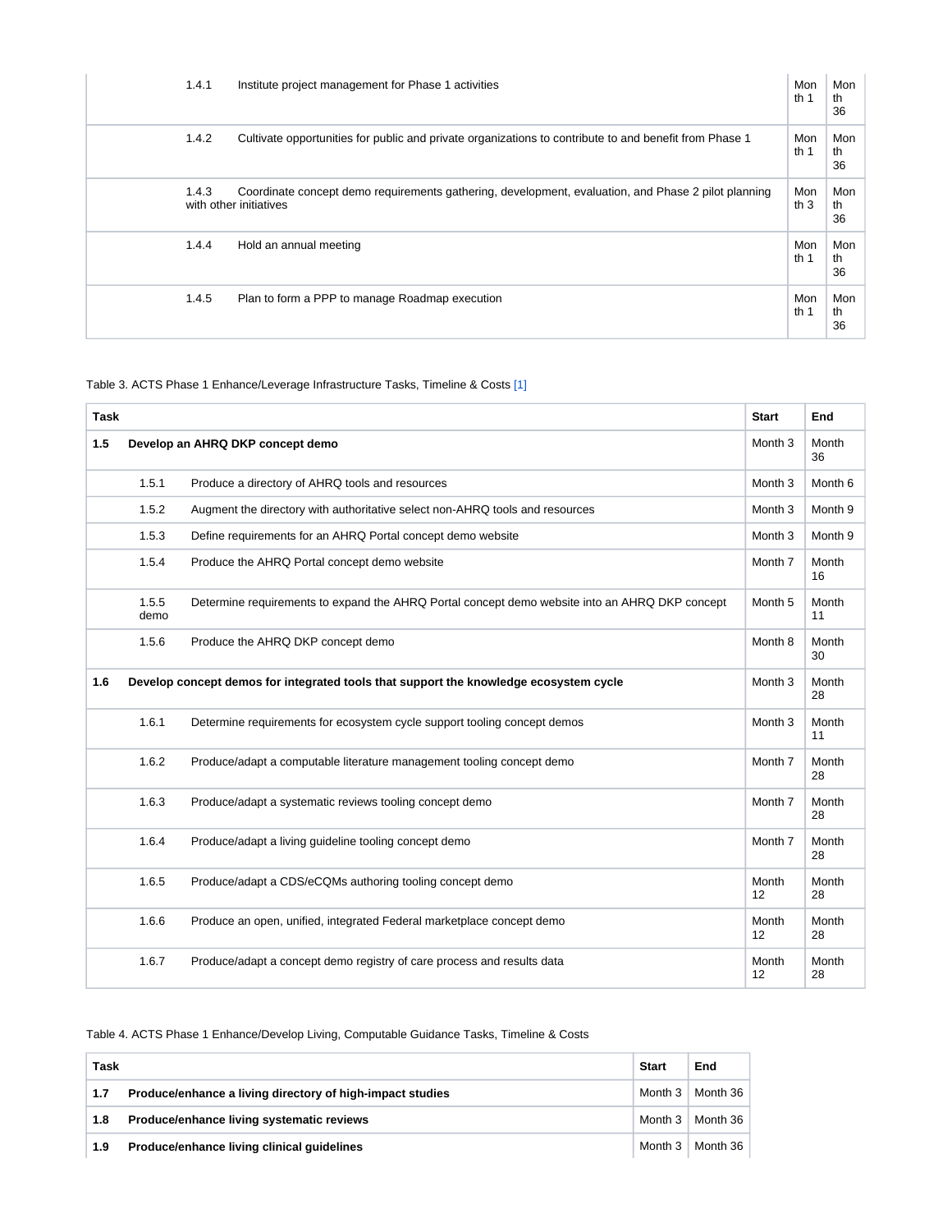| Task | | Start | End |
|---|---|---|---|
| | 1.4.1 Institute project management for Phase 1 activities | Month 1 | Month 36 |
| | 1.4.2 Cultivate opportunities for public and private organizations to contribute to and benefit from Phase 1 | Month 1 | Month 36 |
| | 1.4.3 Coordinate concept demo requirements gathering, development, evaluation, and Phase 2 pilot planning with other initiatives | Month 3 | Month 36 |
| | 1.4.4 Hold an annual meeting | Month 1 | Month 36 |
| | 1.4.5 Plan to form a PPP to manage Roadmap execution | Month 1 | Month 36 |

Table 3. ACTS Phase 1 Enhance/Leverage Infrastructure Tasks, Timeline & Costs [1]

| Task | | Start | End |
|---|---|---|---|
| **1.5** | **Develop an AHRQ DKP concept demo** | Month 3 | Month 36 |
| 1.5.1 | Produce a directory of AHRQ tools and resources | Month 3 | Month 6 |
| 1.5.2 | Augment the directory with authoritative select non-AHRQ tools and resources | Month 3 | Month 9 |
| 1.5.3 | Define requirements for an AHRQ Portal concept demo website | Month 3 | Month 9 |
| 1.5.4 | Produce the AHRQ Portal concept demo website | Month 7 | Month 16 |
| 1.5.5 | Determine requirements to expand the AHRQ Portal concept demo website into an AHRQ DKP concept demo | Month 5 | Month 11 |
| 1.5.6 | Produce the AHRQ DKP concept demo | Month 8 | Month 30 |
| **1.6** | **Develop concept demos for integrated tools that support the knowledge ecosystem cycle** | Month 3 | Month 28 |
| 1.6.1 | Determine requirements for ecosystem cycle support tooling concept demos | Month 3 | Month 11 |
| 1.6.2 | Produce/adapt a computable literature management tooling concept demo | Month 7 | Month 28 |
| 1.6.3 | Produce/adapt a systematic reviews tooling concept demo | Month 7 | Month 28 |
| 1.6.4 | Produce/adapt a living guideline tooling concept demo | Month 7 | Month 28 |
| 1.6.5 | Produce/adapt a CDS/eCQMs authoring tooling concept demo | Month 12 | Month 28 |
| 1.6.6 | Produce an open, unified, integrated Federal marketplace concept demo | Month 12 | Month 28 |
| 1.6.7 | Produce/adapt a concept demo registry of care process and results data | Month 12 | Month 28 |

Table 4. ACTS Phase 1 Enhance/Develop Living, Computable Guidance Tasks, Timeline & Costs

| Task | | Start | End |
|---|---|---|---|
| **1.7** | **Produce/enhance a living directory of high-impact studies** | Month 3 | Month 36 |
| **1.8** | **Produce/enhance living systematic reviews** | Month 3 | Month 36 |
| **1.9** | **Produce/enhance living clinical guidelines** | Month 3 | Month 36 |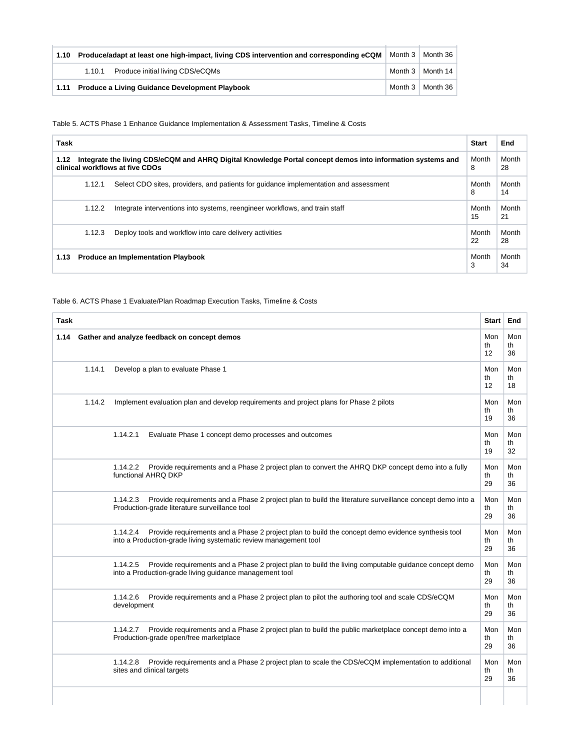| | | Start | End |
|---|---|---|---|
| **1.10** | **Produce/adapt at least one high-impact, living CDS intervention and corresponding eCQM** | Month 3 | Month 36 |
| | 1.10.1 Produce initial living CDS/eCQMs | Month 3 | Month 14 |
| **1.11** | **Produce a Living Guidance Development Playbook** | Month 3 | Month 36 |

Table 5. ACTS Phase 1 Enhance Guidance Implementation & Assessment Tasks, Timeline & Costs

| Task | Start | End |
|---|---|---|
| **1.12 Integrate the living CDS/eCQM and AHRQ Digital Knowledge Portal concept demos into information systems and clinical workflows at five CDOs** | Month 8 | Month 28 |
| 1.12.1 Select CDO sites, providers, and patients for guidance implementation and assessment | Month 8 | Month 14 |
| 1.12.2 Integrate interventions into systems, reengineer workflows, and train staff | Month 15 | Month 21 |
| 1.12.3 Deploy tools and workflow into care delivery activities | Month 22 | Month 28 |
| **1.13 Produce an Implementation Playbook** | Month 3 | Month 34 |

Table 6. ACTS Phase 1 Evaluate/Plan Roadmap Execution Tasks, Timeline & Costs

| Task | Start | End |
|---|---|---|
| **1.14 Gather and analyze feedback on concept demos** | Month 12 | Month 36 |
| 1.14.1 Develop a plan to evaluate Phase 1 | Month 12 | Month 18 |
| 1.14.2 Implement evaluation plan and develop requirements and project plans for Phase 2 pilots | Month 19 | Month 36 |
| 1.14.2.1 Evaluate Phase 1 concept demo processes and outcomes | Month 19 | Month 32 |
| 1.14.2.2 Provide requirements and a Phase 2 project plan to convert the AHRQ DKP concept demo into a fully functional AHRQ DKP | Month 29 | Month 36 |
| 1.14.2.3 Provide requirements and a Phase 2 project plan to build the literature surveillance concept demo into a Production-grade literature surveillance tool | Month 29 | Month 36 |
| 1.14.2.4 Provide requirements and a Phase 2 project plan to build the concept demo evidence synthesis tool into a Production-grade living systematic review management tool | Month 29 | Month 36 |
| 1.14.2.5 Provide requirements and a Phase 2 project plan to build the living computable guidance concept demo into a Production-grade living guidance management tool | Month 29 | Month 36 |
| 1.14.2.6 Provide requirements and a Phase 2 project plan to pilot the authoring tool and scale CDS/eCQM development | Month 29 | Month 36 |
| 1.14.2.7 Provide requirements and a Phase 2 project plan to build the public marketplace concept demo into a Production-grade open/free marketplace | Month 29 | Month 36 |
| 1.14.2.8 Provide requirements and a Phase 2 project plan to scale the CDS/eCQM implementation to additional sites and clinical targets | Month 29 | Month 36 |
| | | |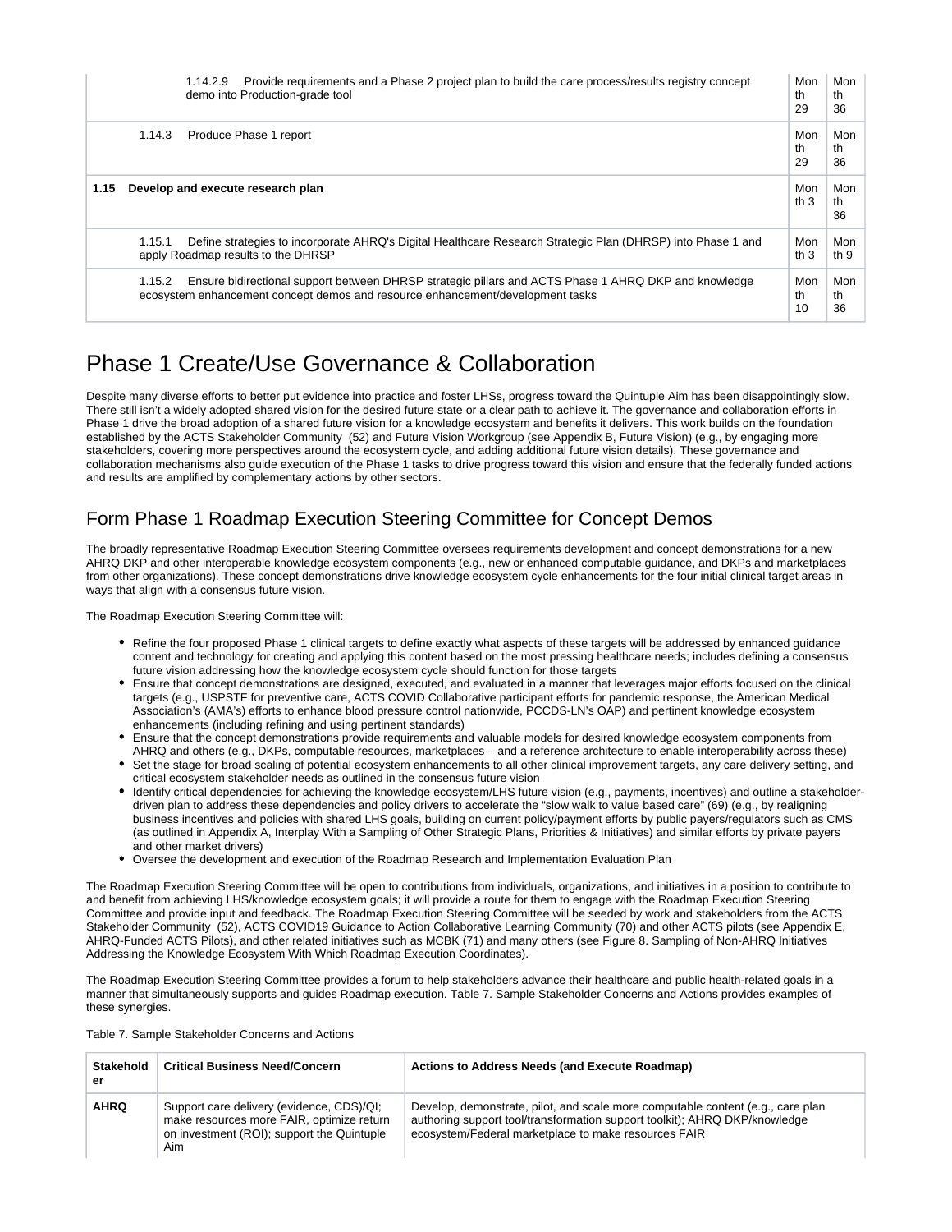| Task | Start | End |
|---|---|---|
| 1.14.2.9 Provide requirements and a Phase 2 project plan to build the care process/results registry concept demo into Production-grade tool | Month 29 | Month 36 |
| 1.14.3 Produce Phase 1 report | Month 29 | Month 36 |
| **1.15 Develop and execute research plan** | Month 3 | Month 36 |
| 1.15.1 Define strategies to incorporate AHRQ's Digital Healthcare Research Strategic Plan (DHRSP) into Phase 1 and apply Roadmap results to the DHRSP | Month 3 | Month 9 |
| 1.15.2 Ensure bidirectional support between DHRSP strategic pillars and ACTS Phase 1 AHRQ DKP and knowledge ecosystem enhancement concept demos and resource enhancement/development tasks | Month 10 | Month 36 |

# Phase 1 Create/Use Governance & Collaboration

Despite many diverse efforts to better put evidence into practice and foster LHSs, progress toward the Quintuple Aim has been disappointingly slow. There still isn't a widely adopted shared vision for the desired future state or a clear path to achieve it. The governance and collaboration efforts in Phase 1 drive the broad adoption of a shared future vision for a knowledge ecosystem and benefits it delivers. This work builds on the foundation established by the ACTS Stakeholder Community (52) and Future Vision Workgroup (see Appendix B, Future Vision) (e.g., by engaging more stakeholders, covering more perspectives around the ecosystem cycle, and adding additional future vision details). These governance and collaboration mechanisms also guide execution of the Phase 1 tasks to drive progress toward this vision and ensure that the federally funded actions and results are amplified by complementary actions by other sectors.

## Form Phase 1 Roadmap Execution Steering Committee for Concept Demos

The broadly representative Roadmap Execution Steering Committee oversees requirements development and concept demonstrations for a new AHRQ DKP and other interoperable knowledge ecosystem components (e.g., new or enhanced computable guidance, and DKPs and marketplaces from other organizations). These concept demonstrations drive knowledge ecosystem cycle enhancements for the four initial clinical target areas in ways that align with a consensus future vision.

The Roadmap Execution Steering Committee will:

- Refine the four proposed Phase 1 clinical targets to define exactly what aspects of these targets will be addressed by enhanced guidance content and technology for creating and applying this content based on the most pressing healthcare needs; includes defining a consensus future vision addressing how the knowledge ecosystem cycle should function for those targets
- Ensure that concept demonstrations are designed, executed, and evaluated in a manner that leverages major efforts focused on the clinical targets (e.g., USPSTF for preventive care, ACTS COVID Collaborative participant efforts for pandemic response, the American Medical Association's (AMA's) efforts to enhance blood pressure control nationwide, PCCDS-LN's OAP) and pertinent knowledge ecosystem enhancements (including refining and using pertinent standards)
- Ensure that the concept demonstrations provide requirements and valuable models for desired knowledge ecosystem components from AHRQ and others (e.g., DKPs, computable resources, marketplaces – and a reference architecture to enable interoperability across these)
- Set the stage for broad scaling of potential ecosystem enhancements to all other clinical improvement targets, any care delivery setting, and critical ecosystem stakeholder needs as outlined in the consensus future vision
- Identify critical dependencies for achieving the knowledge ecosystem/LHS future vision (e.g., payments, incentives) and outline a stakeholder-driven plan to address these dependencies and policy drivers to accelerate the "slow walk to value based care" (69) (e.g., by realigning business incentives and policies with shared LHS goals, building on current policy/payment efforts by public payers/regulators such as CMS (as outlined in Appendix A, Interplay With a Sampling of Other Strategic Plans, Priorities & Initiatives) and similar efforts by private payers and other market drivers)
- Oversee the development and execution of the Roadmap Research and Implementation Evaluation Plan

The Roadmap Execution Steering Committee will be open to contributions from individuals, organizations, and initiatives in a position to contribute to and benefit from achieving LHS/knowledge ecosystem goals; it will provide a route for them to engage with the Roadmap Execution Steering Committee and provide input and feedback. The Roadmap Execution Steering Committee will be seeded by work and stakeholders from the ACTS Stakeholder Community (52), ACTS COVID19 Guidance to Action Collaborative Learning Community (70) and other ACTS pilots (see Appendix E, AHRQ-Funded ACTS Pilots), and other related initiatives such as MCBK (71) and many others (see Figure 8. Sampling of Non-AHRQ Initiatives Addressing the Knowledge Ecosystem With Which Roadmap Execution Coordinates).

The Roadmap Execution Steering Committee provides a forum to help stakeholders advance their healthcare and public health-related goals in a manner that simultaneously supports and guides Roadmap execution. Table 7. Sample Stakeholder Concerns and Actions provides examples of these synergies.

Table 7. Sample Stakeholder Concerns and Actions

| Stakeholder | Critical Business Need/Concern | Actions to Address Needs (and Execute Roadmap) |
|---|---|---|
| **AHRQ** | Support care delivery (evidence, CDS)/QI; make resources more FAIR, optimize return on investment (ROI); support the Quintuple Aim | Develop, demonstrate, pilot, and scale more computable content (e.g., care plan authoring support tool/transformation support toolkit); AHRQ DKP/knowledge ecosystem/Federal marketplace to make resources FAIR |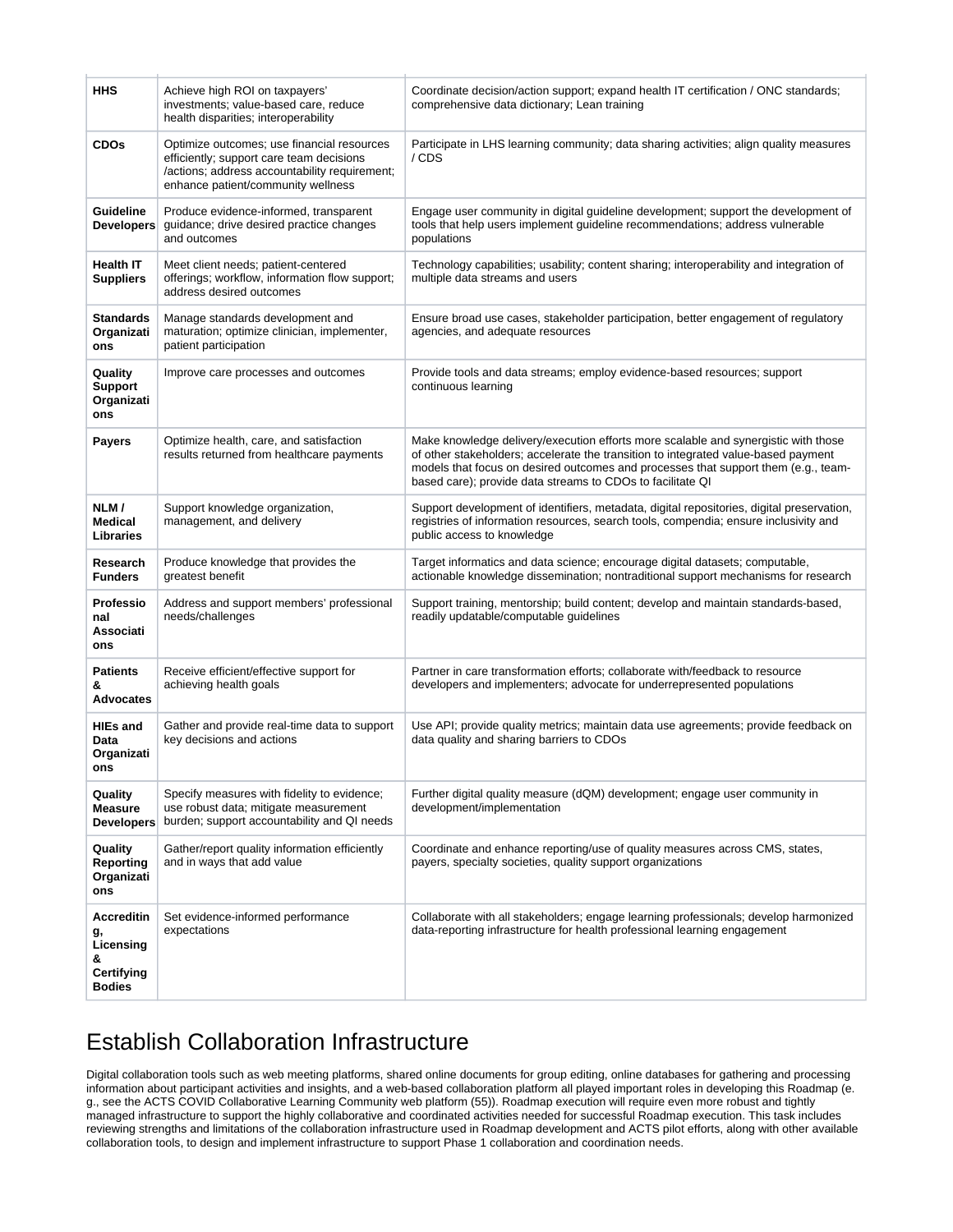| | | |
|---|---|---|
| **HHS** | Achieve high ROI on taxpayers' investments; value-based care, reduce health disparities; interoperability | Coordinate decision/action support; expand health IT certification / ONC standards; comprehensive data dictionary; Lean training |
| **CDOs** | Optimize outcomes; use financial resources efficiently; support care team decisions /actions; address accountability requirement; enhance patient/community wellness | Participate in LHS learning community; data sharing activities; align quality measures / CDS |
| **Guideline Developers** | Produce evidence-informed, transparent guidance; drive desired practice changes and outcomes | Engage user community in digital guideline development; support the development of tools that help users implement guideline recommendations; address vulnerable populations |
| **Health IT Suppliers** | Meet client needs; patient-centered offerings; workflow, information flow support; address desired outcomes | Technology capabilities; usability; content sharing; interoperability and integration of multiple data streams and users |
| **Standards Organizations** | Manage standards development and maturation; optimize clinician, implementer, patient participation | Ensure broad use cases, stakeholder participation, better engagement of regulatory agencies, and adequate resources |
| **Quality Support Organizations** | Improve care processes and outcomes | Provide tools and data streams; employ evidence-based resources; support continuous learning |
| **Payers** | Optimize health, care, and satisfaction results returned from healthcare payments | Make knowledge delivery/execution efforts more scalable and synergistic with those of other stakeholders; accelerate the transition to integrated value-based payment models that focus on desired outcomes and processes that support them (e.g., team-based care); provide data streams to CDOs to facilitate QI |
| **NLM / Medical Libraries** | Support knowledge organization, management, and delivery | Support development of identifiers, metadata, digital repositories, digital preservation, registries of information resources, search tools, compendia; ensure inclusivity and public access to knowledge |
| **Research Funders** | Produce knowledge that provides the greatest benefit | Target informatics and data science; encourage digital datasets; computable, actionable knowledge dissemination; nontraditional support mechanisms for research |
| **Professional Associations** | Address and support members' professional needs/challenges | Support training, mentorship; build content; develop and maintain standards-based, readily updatable/computable guidelines |
| **Patients & Advocates** | Receive efficient/effective support for achieving health goals | Partner in care transformation efforts; collaborate with/feedback to resource developers and implementers; advocate for underrepresented populations |
| **HIEs and Data Organizations** | Gather and provide real-time data to support key decisions and actions | Use API; provide quality metrics; maintain data use agreements; provide feedback on data quality and sharing barriers to CDOs |
| **Quality Measure Developers** | Specify measures with fidelity to evidence; use robust data; mitigate measurement burden; support accountability and QI needs | Further digital quality measure (dQM) development; engage user community in development/implementation |
| **Quality Reporting Organizations** | Gather/report quality information efficiently and in ways that add value | Coordinate and enhance reporting/use of quality measures across CMS, states, payers, specialty societies, quality support organizations |
| **Accrediting, Licensing & Certifying Bodies** | Set evidence-informed performance expectations | Collaborate with all stakeholders; engage learning professionals; develop harmonized data-reporting infrastructure for health professional learning engagement |

# Establish Collaboration Infrastructure

Digital collaboration tools such as web meeting platforms, shared online documents for group editing, online databases for gathering and processing information about participant activities and insights, and a web-based collaboration platform all played important roles in developing this Roadmap (e.g., see the ACTS COVID Collaborative Learning Community web platform (55)). Roadmap execution will require even more robust and tightly managed infrastructure to support the highly collaborative and coordinated activities needed for successful Roadmap execution. This task includes reviewing strengths and limitations of the collaboration infrastructure used in Roadmap development and ACTS pilot efforts, along with other available collaboration tools, to design and implement infrastructure to support Phase 1 collaboration and coordination needs.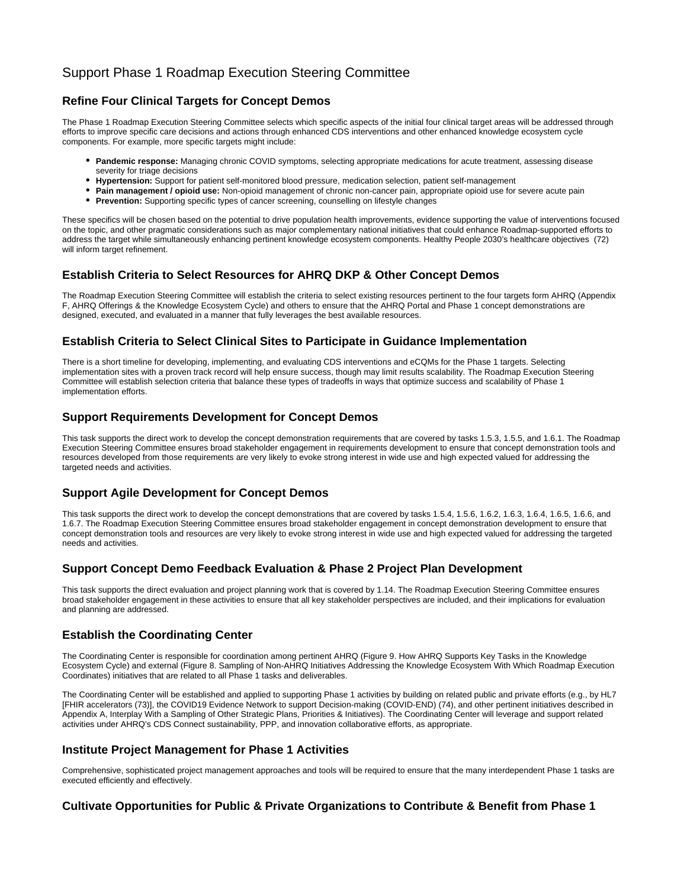# Support Phase 1 Roadmap Execution Steering Committee

## Refine Four Clinical Targets for Concept Demos

The Phase 1 Roadmap Execution Steering Committee selects which specific aspects of the initial four clinical target areas will be addressed through efforts to improve specific care decisions and actions through enhanced CDS interventions and other enhanced knowledge ecosystem cycle components. For example, more specific targets might include:

- **Pandemic response:** Managing chronic COVID symptoms, selecting appropriate medications for acute treatment, assessing disease severity for triage decisions
- **Hypertension:** Support for patient self-monitored blood pressure, medication selection, patient self-management
- **Pain management / opioid use:** Non-opioid management of chronic non-cancer pain, appropriate opioid use for severe acute pain
- **Prevention:** Supporting specific types of cancer screening, counselling on lifestyle changes

These specifics will be chosen based on the potential to drive population health improvements, evidence supporting the value of interventions focused on the topic, and other pragmatic considerations such as major complementary national initiatives that could enhance Roadmap-supported efforts to address the target while simultaneously enhancing pertinent knowledge ecosystem components. Healthy People 2030's healthcare objectives (72) will inform target refinement.

## Establish Criteria to Select Resources for AHRQ DKP & Other Concept Demos

The Roadmap Execution Steering Committee will establish the criteria to select existing resources pertinent to the four targets form AHRQ (Appendix F, AHRQ Offerings & the Knowledge Ecosystem Cycle) and others to ensure that the AHRQ Portal and Phase 1 concept demonstrations are designed, executed, and evaluated in a manner that fully leverages the best available resources.

## Establish Criteria to Select Clinical Sites to Participate in Guidance Implementation

There is a short timeline for developing, implementing, and evaluating CDS interventions and eCQMs for the Phase 1 targets. Selecting implementation sites with a proven track record will help ensure success, though may limit results scalability. The Roadmap Execution Steering Committee will establish selection criteria that balance these types of tradeoffs in ways that optimize success and scalability of Phase 1 implementation efforts.

## Support Requirements Development for Concept Demos

This task supports the direct work to develop the concept demonstration requirements that are covered by tasks 1.5.3, 1.5.5, and 1.6.1. The Roadmap Execution Steering Committee ensures broad stakeholder engagement in requirements development to ensure that concept demonstration tools and resources developed from those requirements are very likely to evoke strong interest in wide use and high expected valued for addressing the targeted needs and activities.

## Support Agile Development for Concept Demos

This task supports the direct work to develop the concept demonstrations that are covered by tasks 1.5.4, 1.5.6, 1.6.2, 1.6.3, 1.6.4, 1.6.5, 1.6.6, and 1.6.7. The Roadmap Execution Steering Committee ensures broad stakeholder engagement in concept demonstration development to ensure that concept demonstration tools and resources are very likely to evoke strong interest in wide use and high expected valued for addressing the targeted needs and activities.

## Support Concept Demo Feedback Evaluation & Phase 2 Project Plan Development

This task supports the direct evaluation and project planning work that is covered by 1.14. The Roadmap Execution Steering Committee ensures broad stakeholder engagement in these activities to ensure that all key stakeholder perspectives are included, and their implications for evaluation and planning are addressed.

## Establish the Coordinating Center

The Coordinating Center is responsible for coordination among pertinent AHRQ (Figure 9. How AHRQ Supports Key Tasks in the Knowledge Ecosystem Cycle) and external (Figure 8. Sampling of Non-AHRQ Initiatives Addressing the Knowledge Ecosystem With Which Roadmap Execution Coordinates) initiatives that are related to all Phase 1 tasks and deliverables.

The Coordinating Center will be established and applied to supporting Phase 1 activities by building on related public and private efforts (e.g., by HL7 [FHIR accelerators (73)], the COVID19 Evidence Network to support Decision-making (COVID-END) (74), and other pertinent initiatives described in Appendix A, Interplay With a Sampling of Other Strategic Plans, Priorities & Initiatives). The Coordinating Center will leverage and support related activities under AHRQ's CDS Connect sustainability, PPP, and innovation collaborative efforts, as appropriate.

## Institute Project Management for Phase 1 Activities

Comprehensive, sophisticated project management approaches and tools will be required to ensure that the many interdependent Phase 1 tasks are executed efficiently and effectively.

## Cultivate Opportunities for Public & Private Organizations to Contribute & Benefit from Phase 1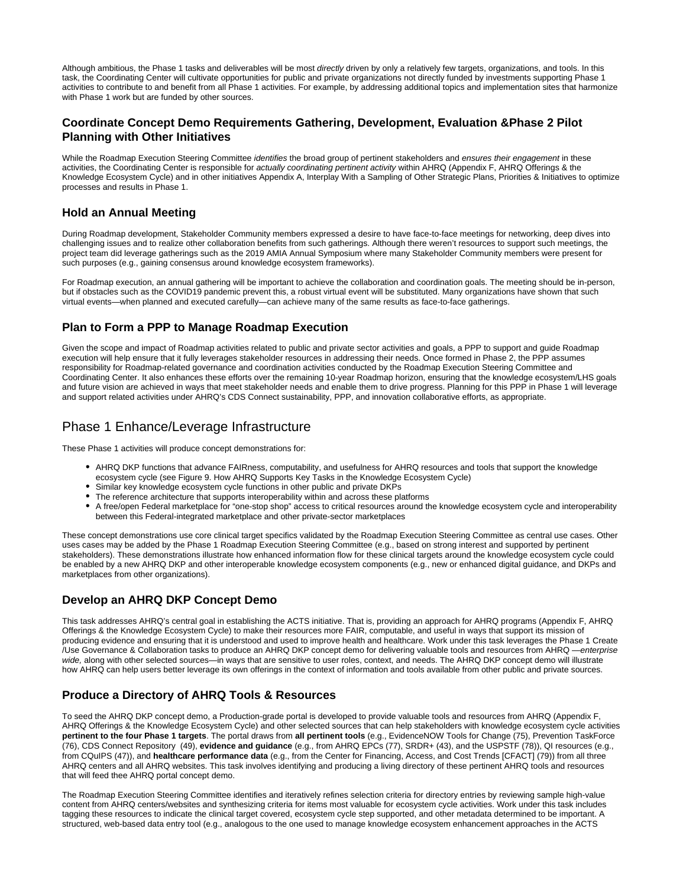Although ambitious, the Phase 1 tasks and deliverables will be most *directly* driven by only a relatively few targets, organizations, and tools. In this task, the Coordinating Center will cultivate opportunities for public and private organizations not directly funded by investments supporting Phase 1 activities to contribute to and benefit from all Phase 1 activities. For example, by addressing additional topics and implementation sites that harmonize with Phase 1 work but are funded by other sources.

### Coordinate Concept Demo Requirements Gathering, Development, Evaluation &Phase 2 Pilot Planning with Other Initiatives

While the Roadmap Execution Steering Committee *identifies* the broad group of pertinent stakeholders and *ensures their engagement* in these activities, the Coordinating Center is responsible for *actually coordinating pertinent activity* within AHRQ (Appendix F, AHRQ Offerings & the Knowledge Ecosystem Cycle) and in other initiatives Appendix A, Interplay With a Sampling of Other Strategic Plans, Priorities & Initiatives to optimize processes and results in Phase 1.

### Hold an Annual Meeting

During Roadmap development, Stakeholder Community members expressed a desire to have face-to-face meetings for networking, deep dives into challenging issues and to realize other collaboration benefits from such gatherings. Although there weren't resources to support such meetings, the project team did leverage gatherings such as the 2019 AMIA Annual Symposium where many Stakeholder Community members were present for such purposes (e.g., gaining consensus around knowledge ecosystem frameworks).

For Roadmap execution, an annual gathering will be important to achieve the collaboration and coordination goals. The meeting should be in-person, but if obstacles such as the COVID19 pandemic prevent this, a robust virtual event will be substituted. Many organizations have shown that such virtual events—when planned and executed carefully—can achieve many of the same results as face-to-face gatherings.

### Plan to Form a PPP to Manage Roadmap Execution

Given the scope and impact of Roadmap activities related to public and private sector activities and goals, a PPP to support and guide Roadmap execution will help ensure that it fully leverages stakeholder resources in addressing their needs. Once formed in Phase 2, the PPP assumes responsibility for Roadmap-related governance and coordination activities conducted by the Roadmap Execution Steering Committee and Coordinating Center. It also enhances these efforts over the remaining 10-year Roadmap horizon, ensuring that the knowledge ecosystem/LHS goals and future vision are achieved in ways that meet stakeholder needs and enable them to drive progress. Planning for this PPP in Phase 1 will leverage and support related activities under AHRQ's CDS Connect sustainability, PPP, and innovation collaborative efforts, as appropriate.

## Phase 1 Enhance/Leverage Infrastructure

These Phase 1 activities will produce concept demonstrations for:

- AHRQ DKP functions that advance FAIRness, computability, and usefulness for AHRQ resources and tools that support the knowledge ecosystem cycle (see Figure 9. How AHRQ Supports Key Tasks in the Knowledge Ecosystem Cycle)
- Similar key knowledge ecosystem cycle functions in other public and private DKPs
- The reference architecture that supports interoperability within and across these platforms
- A free/open Federal marketplace for "one-stop shop" access to critical resources around the knowledge ecosystem cycle and interoperability between this Federal-integrated marketplace and other private-sector marketplaces

These concept demonstrations use core clinical target specifics validated by the Roadmap Execution Steering Committee as central use cases. Other uses cases may be added by the Phase 1 Roadmap Execution Steering Committee (e.g., based on strong interest and supported by pertinent stakeholders). These demonstrations illustrate how enhanced information flow for these clinical targets around the knowledge ecosystem cycle could be enabled by a new AHRQ DKP and other interoperable knowledge ecosystem components (e.g., new or enhanced digital guidance, and DKPs and marketplaces from other organizations).

### Develop an AHRQ DKP Concept Demo

This task addresses AHRQ's central goal in establishing the ACTS initiative. That is, providing an approach for AHRQ programs (Appendix F, AHRQ Offerings & the Knowledge Ecosystem Cycle) to make their resources more FAIR, computable, and useful in ways that support its mission of producing evidence and ensuring that it is understood and used to improve health and healthcare. Work under this task leverages the Phase 1 Create /Use Governance & Collaboration tasks to produce an AHRQ DKP concept demo for delivering valuable tools and resources from AHRQ —*enterprise wide,* along with other selected sources—in ways that are sensitive to user roles, context, and needs. The AHRQ DKP concept demo will illustrate how AHRQ can help users better leverage its own offerings in the context of information and tools available from other public and private sources.

### Produce a Directory of AHRQ Tools & Resources

To seed the AHRQ DKP concept demo, a Production-grade portal is developed to provide valuable tools and resources from AHRQ (Appendix F, AHRQ Offerings & the Knowledge Ecosystem Cycle) and other selected sources that can help stakeholders with knowledge ecosystem cycle activities **pertinent to the four Phase 1 targets**. The portal draws from **all pertinent tools** (e.g., EvidenceNOW Tools for Change (75), Prevention TaskForce (76), CDS Connect Repository (49), **evidence and guidance** (e.g., from AHRQ EPCs (77), SRDR+ (43), and the USPSTF (78)), QI resources (e.g., from CQuIPS (47)), and **healthcare performance data** (e.g., from the Center for Financing, Access, and Cost Trends [CFACT] (79)) from all three AHRQ centers and all AHRQ websites. This task involves identifying and producing a living directory of these pertinent AHRQ tools and resources that will feed thee AHRQ portal concept demo.

The Roadmap Execution Steering Committee identifies and iteratively refines selection criteria for directory entries by reviewing sample high-value content from AHRQ centers/websites and synthesizing criteria for items most valuable for ecosystem cycle activities. Work under this task includes tagging these resources to indicate the clinical target covered, ecosystem cycle step supported, and other metadata determined to be important. A structured, web-based data entry tool (e.g., analogous to the one used to manage knowledge ecosystem enhancement approaches in the ACTS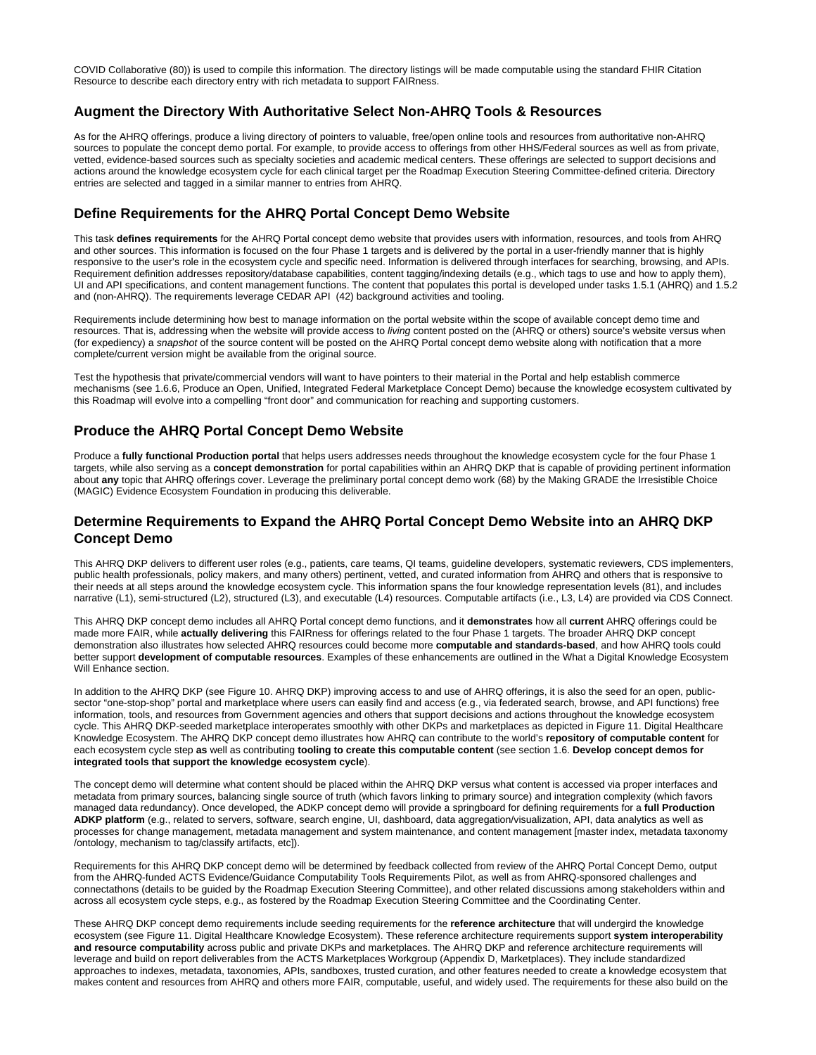COVID Collaborative (80)) is used to compile this information. The directory listings will be made computable using the standard FHIR Citation Resource to describe each directory entry with rich metadata to support FAIRness.

## Augment the Directory With Authoritative Select Non-AHRQ Tools & Resources

As for the AHRQ offerings, produce a living directory of pointers to valuable, free/open online tools and resources from authoritative non-AHRQ sources to populate the concept demo portal. For example, to provide access to offerings from other HHS/Federal sources as well as from private, vetted, evidence-based sources such as specialty societies and academic medical centers. These offerings are selected to support decisions and actions around the knowledge ecosystem cycle for each clinical target per the Roadmap Execution Steering Committee-defined criteria. Directory entries are selected and tagged in a similar manner to entries from AHRQ.

## Define Requirements for the AHRQ Portal Concept Demo Website

This task **defines requirements** for the AHRQ Portal concept demo website that provides users with information, resources, and tools from AHRQ and other sources. This information is focused on the four Phase 1 targets and is delivered by the portal in a user-friendly manner that is highly responsive to the user's role in the ecosystem cycle and specific need. Information is delivered through interfaces for searching, browsing, and APIs. Requirement definition addresses repository/database capabilities, content tagging/indexing details (e.g., which tags to use and how to apply them), UI and API specifications, and content management functions. The content that populates this portal is developed under tasks 1.5.1 (AHRQ) and 1.5.2 and (non-AHRQ). The requirements leverage CEDAR API (42) background activities and tooling.

Requirements include determining how best to manage information on the portal website within the scope of available concept demo time and resources. That is, addressing when the website will provide access to *living* content posted on the (AHRQ or others) source's website versus when (for expediency) a *snapshot* of the source content will be posted on the AHRQ Portal concept demo website along with notification that a more complete/current version might be available from the original source.

Test the hypothesis that private/commercial vendors will want to have pointers to their material in the Portal and help establish commerce mechanisms (see 1.6.6, Produce an Open, Unified, Integrated Federal Marketplace Concept Demo) because the knowledge ecosystem cultivated by this Roadmap will evolve into a compelling "front door" and communication for reaching and supporting customers.

## Produce the AHRQ Portal Concept Demo Website

Produce a **fully functional Production portal** that helps users addresses needs throughout the knowledge ecosystem cycle for the four Phase 1 targets, while also serving as a **concept demonstration** for portal capabilities within an AHRQ DKP that is capable of providing pertinent information about **any** topic that AHRQ offerings cover. Leverage the preliminary portal concept demo work (68) by the Making GRADE the Irresistible Choice (MAGIC) Evidence Ecosystem Foundation in producing this deliverable.

## Determine Requirements to Expand the AHRQ Portal Concept Demo Website into an AHRQ DKP Concept Demo

This AHRQ DKP delivers to different user roles (e.g., patients, care teams, QI teams, guideline developers, systematic reviewers, CDS implementers, public health professionals, policy makers, and many others) pertinent, vetted, and curated information from AHRQ and others that is responsive to their needs at all steps around the knowledge ecosystem cycle. This information spans the four knowledge representation levels (81), and includes narrative (L1), semi-structured (L2), structured (L3), and executable (L4) resources. Computable artifacts (i.e., L3, L4) are provided via CDS Connect.

This AHRQ DKP concept demo includes all AHRQ Portal concept demo functions, and it **demonstrates** how all **current** AHRQ offerings could be made more FAIR, while **actually delivering** this FAIRness for offerings related to the four Phase 1 targets. The broader AHRQ DKP concept demonstration also illustrates how selected AHRQ resources could become more **computable and standards-based**, and how AHRQ tools could better support **development of computable resources**. Examples of these enhancements are outlined in the What a Digital Knowledge Ecosystem Will Enhance section.

In addition to the AHRQ DKP (see Figure 10. AHRQ DKP) improving access to and use of AHRQ offerings, it is also the seed for an open, public-sector "one-stop-shop" portal and marketplace where users can easily find and access (e.g., via federated search, browse, and API functions) free information, tools, and resources from Government agencies and others that support decisions and actions throughout the knowledge ecosystem cycle. This AHRQ DKP-seeded marketplace interoperates smoothly with other DKPs and marketplaces as depicted in Figure 11. Digital Healthcare Knowledge Ecosystem. The AHRQ DKP concept demo illustrates how AHRQ can contribute to the world's **repository of computable content** for each ecosystem cycle step **as** well as contributing **tooling to create this computable content** (see section 1.6. **Develop concept demos for integrated tools that support the knowledge ecosystem cycle**).

The concept demo will determine what content should be placed within the AHRQ DKP versus what content is accessed via proper interfaces and metadata from primary sources, balancing single source of truth (which favors linking to primary source) and integration complexity (which favors managed data redundancy). Once developed, the ADKP concept demo will provide a springboard for defining requirements for a **full Production ADKP platform** (e.g., related to servers, software, search engine, UI, dashboard, data aggregation/visualization, API, data analytics as well as processes for change management, metadata management and system maintenance, and content management [master index, metadata taxonomy /ontology, mechanism to tag/classify artifacts, etc]).

Requirements for this AHRQ DKP concept demo will be determined by feedback collected from review of the AHRQ Portal Concept Demo, output from the AHRQ-funded ACTS Evidence/Guidance Computability Tools Requirements Pilot, as well as from AHRQ-sponsored challenges and connectathons (details to be guided by the Roadmap Execution Steering Committee), and other related discussions among stakeholders within and across all ecosystem cycle steps, e.g., as fostered by the Roadmap Execution Steering Committee and the Coordinating Center.

These AHRQ DKP concept demo requirements include seeding requirements for the **reference architecture** that will undergird the knowledge ecosystem (see Figure 11. Digital Healthcare Knowledge Ecosystem). These reference architecture requirements support **system interoperability and resource computability** across public and private DKPs and marketplaces. The AHRQ DKP and reference architecture requirements will leverage and build on report deliverables from the ACTS Marketplaces Workgroup (Appendix D, Marketplaces). They include standardized approaches to indexes, metadata, taxonomies, APIs, sandboxes, trusted curation, and other features needed to create a knowledge ecosystem that makes content and resources from AHRQ and others more FAIR, computable, useful, and widely used. The requirements for these also build on the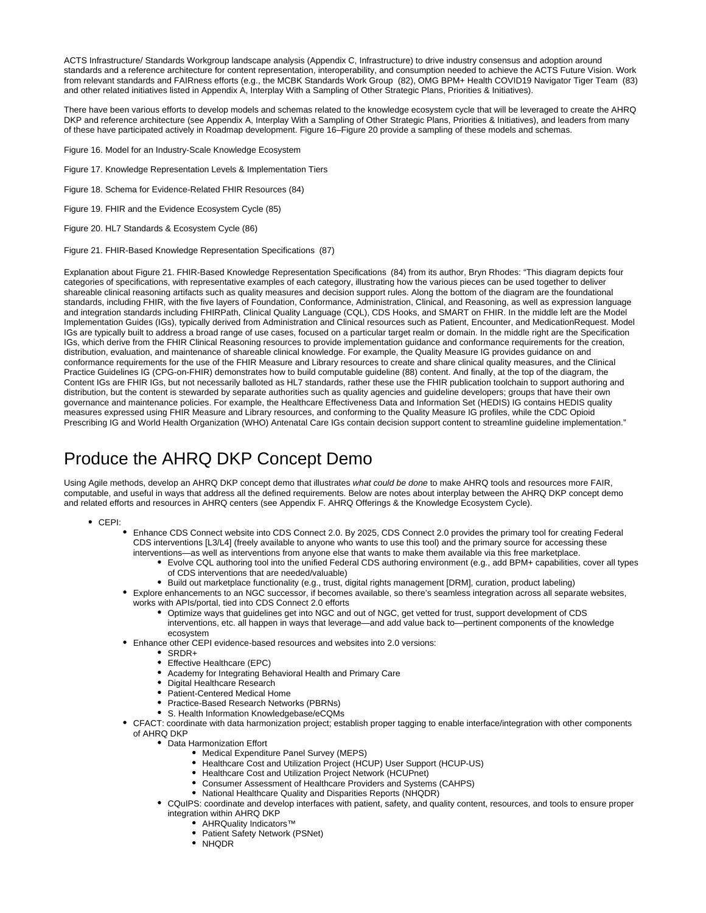ACTS Infrastructure/ Standards Workgroup landscape analysis (Appendix C, Infrastructure) to drive industry consensus and adoption around standards and a reference architecture for content representation, interoperability, and consumption needed to achieve the ACTS Future Vision. Work from relevant standards and FAIRness efforts (e.g., the MCBK Standards Work Group (82), OMG BPM+ Health COVID19 Navigator Tiger Team (83) and other related initiatives listed in Appendix A, Interplay With a Sampling of Other Strategic Plans, Priorities & Initiatives).

There have been various efforts to develop models and schemas related to the knowledge ecosystem cycle that will be leveraged to create the AHRQ DKP and reference architecture (see Appendix A, Interplay With a Sampling of Other Strategic Plans, Priorities & Initiatives), and leaders from many of these have participated actively in Roadmap development. Figure 16–Figure 20 provide a sampling of these models and schemas.

Figure 16. Model for an Industry-Scale Knowledge Ecosystem

Figure 17. Knowledge Representation Levels & Implementation Tiers

Figure 18. Schema for Evidence-Related FHIR Resources (84)

Figure 19. FHIR and the Evidence Ecosystem Cycle (85)

Figure 20. HL7 Standards & Ecosystem Cycle (86)

Figure 21. FHIR-Based Knowledge Representation Specifications (87)

Explanation about Figure 21. FHIR-Based Knowledge Representation Specifications (84) from its author, Bryn Rhodes: "This diagram depicts four categories of specifications, with representative examples of each category, illustrating how the various pieces can be used together to deliver shareable clinical reasoning artifacts such as quality measures and decision support rules. Along the bottom of the diagram are the foundational standards, including FHIR, with the five layers of Foundation, Conformance, Administration, Clinical, and Reasoning, as well as expression language and integration standards including FHIRPath, Clinical Quality Language (CQL), CDS Hooks, and SMART on FHIR. In the middle left are the Model Implementation Guides (IGs), typically derived from Administration and Clinical resources such as Patient, Encounter, and MedicationRequest. Model IGs are typically built to address a broad range of use cases, focused on a particular target realm or domain. In the middle right are the Specification IGs, which derive from the FHIR Clinical Reasoning resources to provide implementation guidance and conformance requirements for the creation, distribution, evaluation, and maintenance of shareable clinical knowledge. For example, the Quality Measure IG provides guidance on and conformance requirements for the use of the FHIR Measure and Library resources to create and share clinical quality measures, and the Clinical Practice Guidelines IG (CPG-on-FHIR) demonstrates how to build computable guideline (88) content. And finally, at the top of the diagram, the Content IGs are FHIR IGs, but not necessarily balloted as HL7 standards, rather these use the FHIR publication toolchain to support authoring and distribution, but the content is stewarded by separate authorities such as quality agencies and guideline developers; groups that have their own governance and maintenance policies. For example, the Healthcare Effectiveness Data and Information Set (HEDIS) IG contains HEDIS quality measures expressed using FHIR Measure and Library resources, and conforming to the Quality Measure IG profiles, while the CDC Opioid Prescribing IG and World Health Organization (WHO) Antenatal Care IGs contain decision support content to streamline guideline implementation."

# Produce the AHRQ DKP Concept Demo

Using Agile methods, develop an AHRQ DKP concept demo that illustrates *what could be done* to make AHRQ tools and resources more FAIR, computable, and useful in ways that address all the defined requirements. Below are notes about interplay between the AHRQ DKP concept demo and related efforts and resources in AHRQ centers (see Appendix F. AHRQ Offerings & the Knowledge Ecosystem Cycle).

- CEPI:
  - Enhance CDS Connect website into CDS Connect 2.0. By 2025, CDS Connect 2.0 provides the primary tool for creating Federal CDS interventions [L3/L4] (freely available to anyone who wants to use this tool) and the primary source for accessing these interventions—as well as interventions from anyone else that wants to make them available via this free marketplace.
    - Evolve CQL authoring tool into the unified Federal CDS authoring environment (e.g., add BPM+ capabilities, cover all types of CDS interventions that are needed/valuable)
    - Build out marketplace functionality (e.g., trust, digital rights management [DRM], curation, product labeling)
  - Explore enhancements to an NGC successor, if becomes available, so there's seamless integration across all separate websites, works with APIs/portal, tied into CDS Connect 2.0 efforts
    - Optimize ways that guidelines get into NGC and out of NGC, get vetted for trust, support development of CDS interventions, etc. all happen in ways that leverage—and add value back to—pertinent components of the knowledge ecosystem
  - Enhance other CEPI evidence-based resources and websites into 2.0 versions:
    - SRDR+
    - Effective Healthcare (EPC)
    - Academy for Integrating Behavioral Health and Primary Care
    - Digital Healthcare Research
    - Patient-Centered Medical Home
    - Practice-Based Research Networks (PBRNs)
    - S. Health Information Knowledgebase/eCQMs
  - CFACT: coordinate with data harmonization project; establish proper tagging to enable interface/integration with other components of AHRQ DKP
    - Data Harmonization Effort
      - Medical Expenditure Panel Survey (MEPS)
      - Healthcare Cost and Utilization Project (HCUP) User Support (HCUP-US)
      - Healthcare Cost and Utilization Project Network (HCUPnet)
      - Consumer Assessment of Healthcare Providers and Systems (CAHPS)
      - National Healthcare Quality and Disparities Reports (NHQDR)
    - CQuIPS: coordinate and develop interfaces with patient, safety, and quality content, resources, and tools to ensure proper integration within AHRQ DKP
      - AHRQuality Indicators™
      - Patient Safety Network (PSNet)
      - NHQDR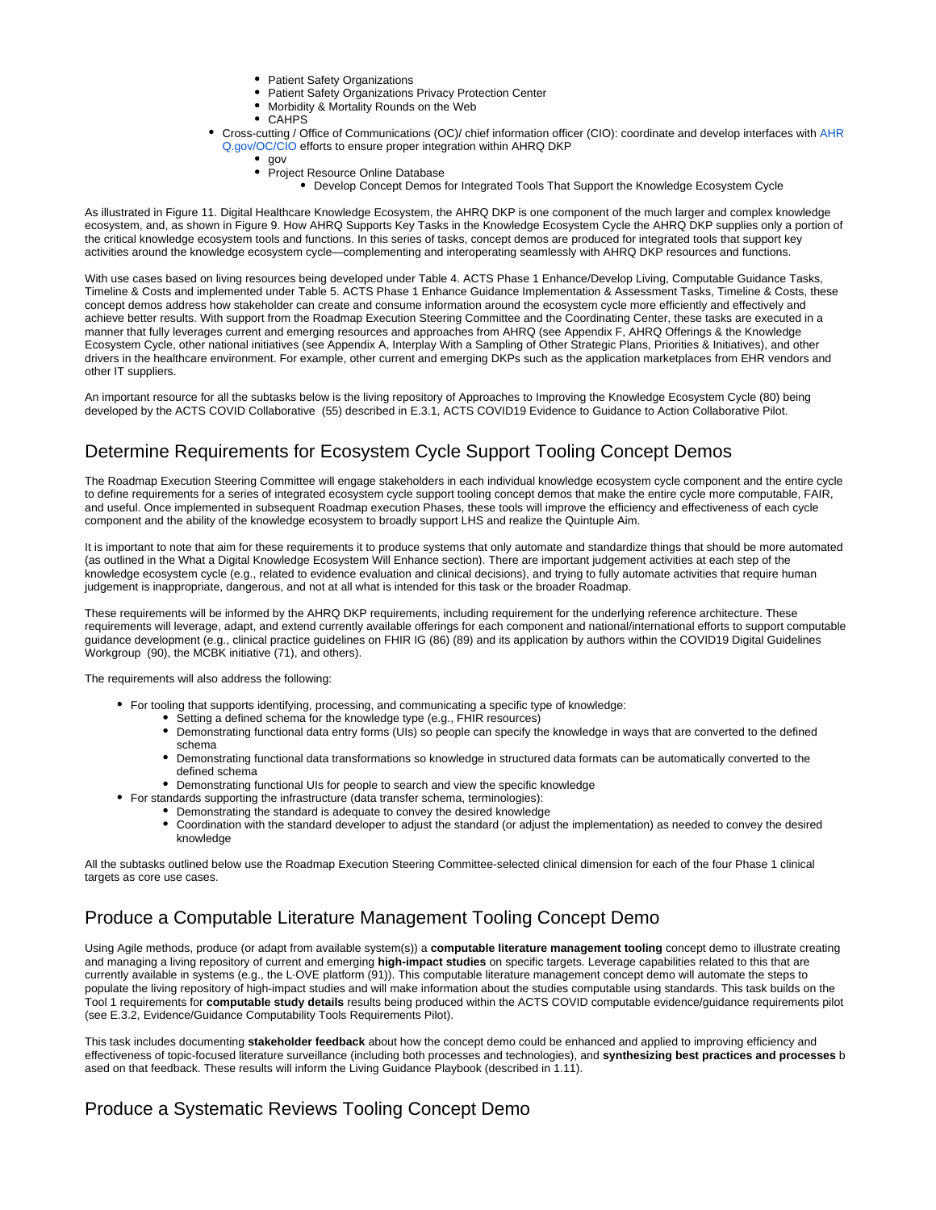- Patient Safety Organizations
        - Patient Safety Organizations Privacy Protection Center
        - Morbidity & Mortality Rounds on the Web
        - CAHPS
    - Cross-cutting / Office of Communications (OC)/ chief information officer (CIO): coordinate and develop interfaces with AHRQ.gov/OC/CIO efforts to ensure proper integration within AHRQ DKP
        - gov
        - Project Resource Online Database
            - Develop Concept Demos for Integrated Tools That Support the Knowledge Ecosystem Cycle

As illustrated in Figure 11. Digital Healthcare Knowledge Ecosystem, the AHRQ DKP is one component of the much larger and complex knowledge ecosystem, and, as shown in Figure 9. How AHRQ Supports Key Tasks in the Knowledge Ecosystem Cycle the AHRQ DKP supplies only a portion of the critical knowledge ecosystem tools and functions. In this series of tasks, concept demos are produced for integrated tools that support key activities around the knowledge ecosystem cycle—complementing and interoperating seamlessly with AHRQ DKP resources and functions.

With use cases based on living resources being developed under Table 4. ACTS Phase 1 Enhance/Develop Living, Computable Guidance Tasks, Timeline & Costs and implemented under Table 5. ACTS Phase 1 Enhance Guidance Implementation & Assessment Tasks, Timeline & Costs, these concept demos address how stakeholder can create and consume information around the ecosystem cycle more efficiently and effectively and achieve better results. With support from the Roadmap Execution Steering Committee and the Coordinating Center, these tasks are executed in a manner that fully leverages current and emerging resources and approaches from AHRQ (see Appendix F, AHRQ Offerings & the Knowledge Ecosystem Cycle, other national initiatives (see Appendix A, Interplay With a Sampling of Other Strategic Plans, Priorities & Initiatives), and other drivers in the healthcare environment. For example, other current and emerging DKPs such as the application marketplaces from EHR vendors and other IT suppliers.

An important resource for all the subtasks below is the living repository of Approaches to Improving the Knowledge Ecosystem Cycle (80) being developed by the ACTS COVID Collaborative (55) described in E.3.1, ACTS COVID19 Evidence to Guidance to Action Collaborative Pilot.

## Determine Requirements for Ecosystem Cycle Support Tooling Concept Demos

The Roadmap Execution Steering Committee will engage stakeholders in each individual knowledge ecosystem cycle component and the entire cycle to define requirements for a series of integrated ecosystem cycle support tooling concept demos that make the entire cycle more computable, FAIR, and useful. Once implemented in subsequent Roadmap execution Phases, these tools will improve the efficiency and effectiveness of each cycle component and the ability of the knowledge ecosystem to broadly support LHS and realize the Quintuple Aim.

It is important to note that aim for these requirements it to produce systems that only automate and standardize things that should be more automated (as outlined in the What a Digital Knowledge Ecosystem Will Enhance section). There are important judgement activities at each step of the knowledge ecosystem cycle (e.g., related to evidence evaluation and clinical decisions), and trying to fully automate activities that require human judgement is inappropriate, dangerous, and not at all what is intended for this task or the broader Roadmap.

These requirements will be informed by the AHRQ DKP requirements, including requirement for the underlying reference architecture. These requirements will leverage, adapt, and extend currently available offerings for each component and national/international efforts to support computable guidance development (e.g., clinical practice guidelines on FHIR IG (86) (89) and its application by authors within the COVID19 Digital Guidelines Workgroup (90), the MCBK initiative (71), and others).

The requirements will also address the following:

- For tooling that supports identifying, processing, and communicating a specific type of knowledge:
    - Setting a defined schema for the knowledge type (e.g., FHIR resources)
    - Demonstrating functional data entry forms (UIs) so people can specify the knowledge in ways that are converted to the defined schema
    - Demonstrating functional data transformations so knowledge in structured data formats can be automatically converted to the defined schema
    - Demonstrating functional UIs for people to search and view the specific knowledge
- For standards supporting the infrastructure (data transfer schema, terminologies):
    - Demonstrating the standard is adequate to convey the desired knowledge
    - Coordination with the standard developer to adjust the standard (or adjust the implementation) as needed to convey the desired knowledge

All the subtasks outlined below use the Roadmap Execution Steering Committee-selected clinical dimension for each of the four Phase 1 clinical targets as core use cases.

## Produce a Computable Literature Management Tooling Concept Demo

Using Agile methods, produce (or adapt from available system(s)) a **computable literature management tooling** concept demo to illustrate creating and managing a living repository of current and emerging **high-impact studies** on specific targets. Leverage capabilities related to this that are currently available in systems (e.g., the L·OVE platform (91)). This computable literature management concept demo will automate the steps to populate the living repository of high-impact studies and will make information about the studies computable using standards. This task builds on the Tool 1 requirements for **computable study details** results being produced within the ACTS COVID computable evidence/guidance requirements pilot (see E.3.2, Evidence/Guidance Computability Tools Requirements Pilot).

This task includes documenting **stakeholder feedback** about how the concept demo could be enhanced and applied to improving efficiency and effectiveness of topic-focused literature surveillance (including both processes and technologies), and **synthesizing best practices and processes** based on that feedback. These results will inform the Living Guidance Playbook (described in 1.11).

## Produce a Systematic Reviews Tooling Concept Demo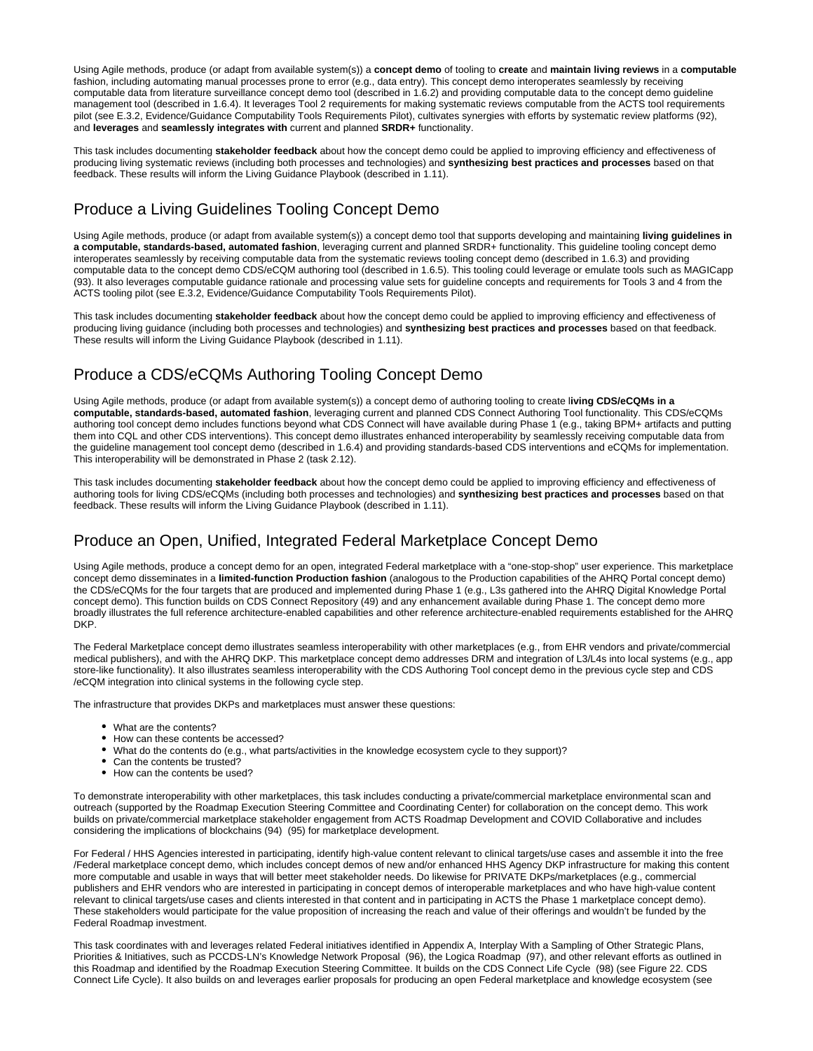Using Agile methods, produce (or adapt from available system(s)) a **concept demo** of tooling to **create** and **maintain living reviews** in a **computable** fashion, including automating manual processes prone to error (e.g., data entry). This concept demo interoperates seamlessly by receiving computable data from literature surveillance concept demo tool (described in 1.6.2) and providing computable data to the concept demo guideline management tool (described in 1.6.4). It leverages Tool 2 requirements for making systematic reviews computable from the ACTS tool requirements pilot (see E.3.2, Evidence/Guidance Computability Tools Requirements Pilot), cultivates synergies with efforts by systematic review platforms (92), and **leverages** and **seamlessly integrates with** current and planned **SRDR+** functionality.

This task includes documenting **stakeholder feedback** about how the concept demo could be applied to improving efficiency and effectiveness of producing living systematic reviews (including both processes and technologies) and **synthesizing best practices and processes** based on that feedback. These results will inform the Living Guidance Playbook (described in 1.11).

## Produce a Living Guidelines Tooling Concept Demo

Using Agile methods, produce (or adapt from available system(s)) a concept demo tool that supports developing and maintaining **living guidelines in a computable, standards-based, automated fashion**, leveraging current and planned SRDR+ functionality. This guideline tooling concept demo interoperates seamlessly by receiving computable data from the systematic reviews tooling concept demo (described in 1.6.3) and providing computable data to the concept demo CDS/eCQM authoring tool (described in 1.6.5). This tooling could leverage or emulate tools such as MAGICapp (93). It also leverages computable guidance rationale and processing value sets for guideline concepts and requirements for Tools 3 and 4 from the ACTS tooling pilot (see E.3.2, Evidence/Guidance Computability Tools Requirements Pilot).

This task includes documenting **stakeholder feedback** about how the concept demo could be applied to improving efficiency and effectiveness of producing living guidance (including both processes and technologies) and **synthesizing best practices and processes** based on that feedback. These results will inform the Living Guidance Playbook (described in 1.11).

## Produce a CDS/eCQMs Authoring Tooling Concept Demo

Using Agile methods, produce (or adapt from available system(s)) a concept demo of authoring tooling to create l**iving CDS/eCQMs in a computable, standards-based, automated fashion**, leveraging current and planned CDS Connect Authoring Tool functionality. This CDS/eCQMs authoring tool concept demo includes functions beyond what CDS Connect will have available during Phase 1 (e.g., taking BPM+ artifacts and putting them into CQL and other CDS interventions). This concept demo illustrates enhanced interoperability by seamlessly receiving computable data from the guideline management tool concept demo (described in 1.6.4) and providing standards-based CDS interventions and eCQMs for implementation. This interoperability will be demonstrated in Phase 2 (task 2.12).

This task includes documenting **stakeholder feedback** about how the concept demo could be applied to improving efficiency and effectiveness of authoring tools for living CDS/eCQMs (including both processes and technologies) and **synthesizing best practices and processes** based on that feedback. These results will inform the Living Guidance Playbook (described in 1.11).

## Produce an Open, Unified, Integrated Federal Marketplace Concept Demo

Using Agile methods, produce a concept demo for an open, integrated Federal marketplace with a "one-stop-shop" user experience. This marketplace concept demo disseminates in a **limited-function Production fashion** (analogous to the Production capabilities of the AHRQ Portal concept demo) the CDS/eCQMs for the four targets that are produced and implemented during Phase 1 (e.g., L3s gathered into the AHRQ Digital Knowledge Portal concept demo). This function builds on CDS Connect Repository (49) and any enhancement available during Phase 1. The concept demo more broadly illustrates the full reference architecture-enabled capabilities and other reference architecture-enabled requirements established for the AHRQ DKP.

The Federal Marketplace concept demo illustrates seamless interoperability with other marketplaces (e.g., from EHR vendors and private/commercial medical publishers), and with the AHRQ DKP. This marketplace concept demo addresses DRM and integration of L3/L4s into local systems (e.g., app store-like functionality). It also illustrates seamless interoperability with the CDS Authoring Tool concept demo in the previous cycle step and CDS /eCQM integration into clinical systems in the following cycle step.

The infrastructure that provides DKPs and marketplaces must answer these questions:

- What are the contents?
- How can these contents be accessed?
- What do the contents do (e.g., what parts/activities in the knowledge ecosystem cycle to they support)?
- Can the contents be trusted?
- How can the contents be used?

To demonstrate interoperability with other marketplaces, this task includes conducting a private/commercial marketplace environmental scan and outreach (supported by the Roadmap Execution Steering Committee and Coordinating Center) for collaboration on the concept demo. This work builds on private/commercial marketplace stakeholder engagement from ACTS Roadmap Development and COVID Collaborative and includes considering the implications of blockchains (94) (95) for marketplace development.

For Federal / HHS Agencies interested in participating, identify high-value content relevant to clinical targets/use cases and assemble it into the free /Federal marketplace concept demo, which includes concept demos of new and/or enhanced HHS Agency DKP infrastructure for making this content more computable and usable in ways that will better meet stakeholder needs. Do likewise for PRIVATE DKPs/marketplaces (e.g., commercial publishers and EHR vendors who are interested in participating in concept demos of interoperable marketplaces and who have high-value content relevant to clinical targets/use cases and clients interested in that content and in participating in ACTS the Phase 1 marketplace concept demo). These stakeholders would participate for the value proposition of increasing the reach and value of their offerings and wouldn't be funded by the Federal Roadmap investment.

This task coordinates with and leverages related Federal initiatives identified in Appendix A, Interplay With a Sampling of Other Strategic Plans, Priorities & Initiatives, such as PCCDS-LN's Knowledge Network Proposal (96), the Logica Roadmap (97), and other relevant efforts as outlined in this Roadmap and identified by the Roadmap Execution Steering Committee. It builds on the CDS Connect Life Cycle (98) (see Figure 22. CDS Connect Life Cycle). It also builds on and leverages earlier proposals for producing an open Federal marketplace and knowledge ecosystem (see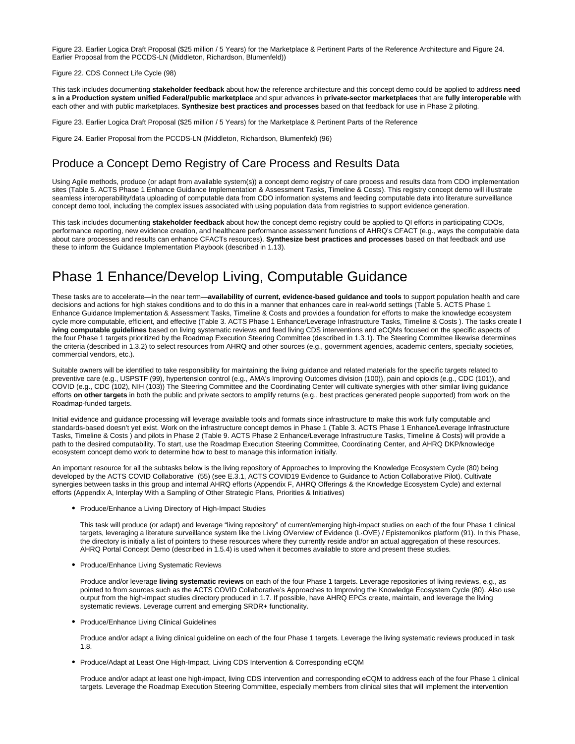Figure 23. Earlier Logica Draft Proposal ($25 million / 5 Years) for the Marketplace & Pertinent Parts of the Reference Architecture and Figure 24. Earlier Proposal from the PCCDS-LN (Middleton, Richardson, Blumenfeld))

Figure 22. CDS Connect Life Cycle (98)

This task includes documenting **stakeholder feedback** about how the reference architecture and this concept demo could be applied to address **needs in a Production system unified Federal/public marketplace** and spur advances in **private-sector marketplaces** that are **fully interoperable** with each other and with public marketplaces. **Synthesize best practices and processes** based on that feedback for use in Phase 2 piloting.

Figure 23. Earlier Logica Draft Proposal ($25 million / 5 Years) for the Marketplace & Pertinent Parts of the Reference

Figure 24. Earlier Proposal from the PCCDS-LN (Middleton, Richardson, Blumenfeld) (96)

## Produce a Concept Demo Registry of Care Process and Results Data

Using Agile methods, produce (or adapt from available system(s)) a concept demo registry of care process and results data from CDO implementation sites (Table 5. ACTS Phase 1 Enhance Guidance Implementation & Assessment Tasks, Timeline & Costs). This registry concept demo will illustrate seamless interoperability/data uploading of computable data from CDO information systems and feeding computable data into literature surveillance concept demo tool, including the complex issues associated with using population data from registries to support evidence generation.

This task includes documenting **stakeholder feedback** about how the concept demo registry could be applied to QI efforts in participating CDOs, performance reporting, new evidence creation, and healthcare performance assessment functions of AHRQ's CFACT (e.g., ways the computable data about care processes and results can enhance CFACTs resources). **Synthesize best practices and processes** based on that feedback and use these to inform the Guidance Implementation Playbook (described in 1.13).

# Phase 1 Enhance/Develop Living, Computable Guidance

These tasks are to accelerate—in the near term—**availability of current, evidence-based guidance and tools** to support population health and care decisions and actions for high stakes conditions and to do this in a manner that enhances care in real-world settings (Table 5. ACTS Phase 1 Enhance Guidance Implementation & Assessment Tasks, Timeline & Costs and provides a foundation for efforts to make the knowledge ecosystem cycle more computable, efficient, and effective (Table 3. ACTS Phase 1 Enhance/Leverage Infrastructure Tasks, Timeline & Costs ). The tasks create **living computable guidelines** based on living systematic reviews and feed living CDS interventions and eCQMs focused on the specific aspects of the four Phase 1 targets prioritized by the Roadmap Execution Steering Committee (described in 1.3.1). The Steering Committee likewise determines the criteria (described in 1.3.2) to select resources from AHRQ and other sources (e.g., government agencies, academic centers, specialty societies, commercial vendors, etc.).

Suitable owners will be identified to take responsibility for maintaining the living guidance and related materials for the specific targets related to preventive care (e.g., USPSTF (99), hypertension control (e.g., AMA's Improving Outcomes division (100)), pain and opioids (e.g., CDC (101)), and COVID (e.g., CDC (102), NIH (103)) The Steering Committee and the Coordinating Center will cultivate synergies with other similar living guidance efforts **on other targets** in both the public and private sectors to amplify returns (e.g., best practices generated people supported) from work on the Roadmap-funded targets.

Initial evidence and guidance processing will leverage available tools and formats since infrastructure to make this work fully computable and standards-based doesn't yet exist. Work on the infrastructure concept demos in Phase 1 (Table 3. ACTS Phase 1 Enhance/Leverage Infrastructure Tasks, Timeline & Costs ) and pilots in Phase 2 (Table 9. ACTS Phase 2 Enhance/Leverage Infrastructure Tasks, Timeline & Costs) will provide a path to the desired computability. To start, use the Roadmap Execution Steering Committee, Coordinating Center, and AHRQ DKP/knowledge ecosystem concept demo work to determine how to best to manage this information initially.

An important resource for all the subtasks below is the living repository of Approaches to Improving the Knowledge Ecosystem Cycle (80) being developed by the ACTS COVID Collaborative (55) (see E.3.1, ACTS COVID19 Evidence to Guidance to Action Collaborative Pilot). Cultivate synergies between tasks in this group and internal AHRQ efforts (Appendix F, AHRQ Offerings & the Knowledge Ecosystem Cycle) and external efforts (Appendix A, Interplay With a Sampling of Other Strategic Plans, Priorities & Initiatives)

- Produce/Enhance a Living Directory of High-Impact Studies

  This task will produce (or adapt) and leverage "living repository" of current/emerging high-impact studies on each of the four Phase 1 clinical targets, leveraging a literature surveillance system like the Living OVerview of Evidence (L·OVE) / Epistemonikos platform (91). In this Phase, the directory is initially a list of pointers to these resources where they currently reside and/or an actual aggregation of these resources. AHRQ Portal Concept Demo (described in 1.5.4) is used when it becomes available to store and present these studies.

- Produce/Enhance Living Systematic Reviews

  Produce and/or leverage **living systematic reviews** on each of the four Phase 1 targets. Leverage repositories of living reviews, e.g., as pointed to from sources such as the ACTS COVID Collaborative's Approaches to Improving the Knowledge Ecosystem Cycle (80). Also use output from the high-impact studies directory produced in 1.7. If possible, have AHRQ EPCs create, maintain, and leverage the living systematic reviews. Leverage current and emerging SRDR+ functionality.

- Produce/Enhance Living Clinical Guidelines

  Produce and/or adapt a living clinical guideline on each of the four Phase 1 targets. Leverage the living systematic reviews produced in task 1.8.

- Produce/Adapt at Least One High-Impact, Living CDS Intervention & Corresponding eCQM

  Produce and/or adapt at least one high-impact, living CDS intervention and corresponding eCQM to address each of the four Phase 1 clinical targets. Leverage the Roadmap Execution Steering Committee, especially members from clinical sites that will implement the intervention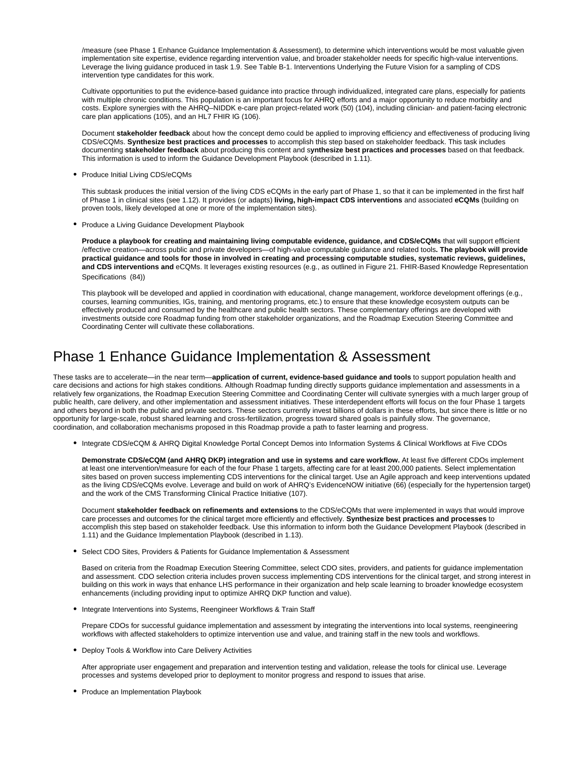/measure (see Phase 1 Enhance Guidance Implementation & Assessment), to determine which interventions would be most valuable given implementation site expertise, evidence regarding intervention value, and broader stakeholder needs for specific high-value interventions. Leverage the living guidance produced in task 1.9. See Table B-1. Interventions Underlying the Future Vision for a sampling of CDS intervention type candidates for this work.

Cultivate opportunities to put the evidence-based guidance into practice through individualized, integrated care plans, especially for patients with multiple chronic conditions. This population is an important focus for AHRQ efforts and a major opportunity to reduce morbidity and costs. Explore synergies with the AHRQ–NIDDK e-care plan project-related work (50) (104), including clinician- and patient-facing electronic care plan applications (105), and an HL7 FHIR IG (106).

Document **stakeholder feedback** about how the concept demo could be applied to improving efficiency and effectiveness of producing living CDS/eCQMs. **Synthesize best practices and processes** to accomplish this step based on stakeholder feedback. This task includes documenting **stakeholder feedback** about producing this content and s**ynthesize best practices and processes** based on that feedback. This information is used to inform the Guidance Development Playbook (described in 1.11).

- Produce Initial Living CDS/eCQMs

  This subtask produces the initial version of the living CDS eCQMs in the early part of Phase 1, so that it can be implemented in the first half of Phase 1 in clinical sites (see 1.12). It provides (or adapts) **living, high-impact CDS interventions** and associated **eCQMs** (building on proven tools, likely developed at one or more of the implementation sites).

- Produce a Living Guidance Development Playbook

  **Produce a playbook for creating and maintaining living computable evidence, guidance, and CDS/eCQMs** that will support efficient /effective creation—across public and private developers—of high-value computable guidance and related tools**. The playbook will provide practical guidance and tools for those in involved in creating and processing computable studies, systematic reviews, guidelines, and CDS interventions and** eCQMs. It leverages existing resources (e.g., as outlined in Figure 21. FHIR-Based Knowledge Representation Specifications (84))

  This playbook will be developed and applied in coordination with educational, change management, workforce development offerings (e.g., courses, learning communities, IGs, training, and mentoring programs, etc.) to ensure that these knowledge ecosystem outputs can be effectively produced and consumed by the healthcare and public health sectors. These complementary offerings are developed with investments outside core Roadmap funding from other stakeholder organizations, and the Roadmap Execution Steering Committee and Coordinating Center will cultivate these collaborations.

# Phase 1 Enhance Guidance Implementation & Assessment

These tasks are to accelerate—in the near term—**application of current, evidence-based guidance and tools** to support population health and care decisions and actions for high stakes conditions. Although Roadmap funding directly supports guidance implementation and assessments in a relatively few organizations, the Roadmap Execution Steering Committee and Coordinating Center will cultivate synergies with a much larger group of public health, care delivery, and other implementation and assessment initiatives. These interdependent efforts will focus on the four Phase 1 targets and others beyond in both the public and private sectors. These sectors currently invest billions of dollars in these efforts, but since there is little or no opportunity for large-scale, robust shared learning and cross-fertilization, progress toward shared goals is painfully slow. The governance, coordination, and collaboration mechanisms proposed in this Roadmap provide a path to faster learning and progress.

- Integrate CDS/eCQM & AHRQ Digital Knowledge Portal Concept Demos into Information Systems & Clinical Workflows at Five CDOs

  **Demonstrate CDS/eCQM (and AHRQ DKP) integration and use in systems and care workflow.** At least five different CDOs implement at least one intervention/measure for each of the four Phase 1 targets, affecting care for at least 200,000 patients. Select implementation sites based on proven success implementing CDS interventions for the clinical target. Use an Agile approach and keep interventions updated as the living CDS/eCQMs evolve. Leverage and build on work of AHRQ's EvidenceNOW initiative (66) (especially for the hypertension target) and the work of the CMS Transforming Clinical Practice Initiative (107).

  Document **stakeholder feedback on refinements and extensions** to the CDS/eCQMs that were implemented in ways that would improve care processes and outcomes for the clinical target more efficiently and effectively. **Synthesize best practices and processes** to accomplish this step based on stakeholder feedback. Use this information to inform both the Guidance Development Playbook (described in 1.11) and the Guidance Implementation Playbook (described in 1.13).

- Select CDO Sites, Providers & Patients for Guidance Implementation & Assessment

  Based on criteria from the Roadmap Execution Steering Committee, select CDO sites, providers, and patients for guidance implementation and assessment. CDO selection criteria includes proven success implementing CDS interventions for the clinical target, and strong interest in building on this work in ways that enhance LHS performance in their organization and help scale learning to broader knowledge ecosystem enhancements (including providing input to optimize AHRQ DKP function and value).

- Integrate Interventions into Systems, Reengineer Workflows & Train Staff

  Prepare CDOs for successful guidance implementation and assessment by integrating the interventions into local systems, reengineering workflows with affected stakeholders to optimize intervention use and value, and training staff in the new tools and workflows.

- Deploy Tools & Workflow into Care Delivery Activities

  After appropriate user engagement and preparation and intervention testing and validation, release the tools for clinical use. Leverage processes and systems developed prior to deployment to monitor progress and respond to issues that arise.

- Produce an Implementation Playbook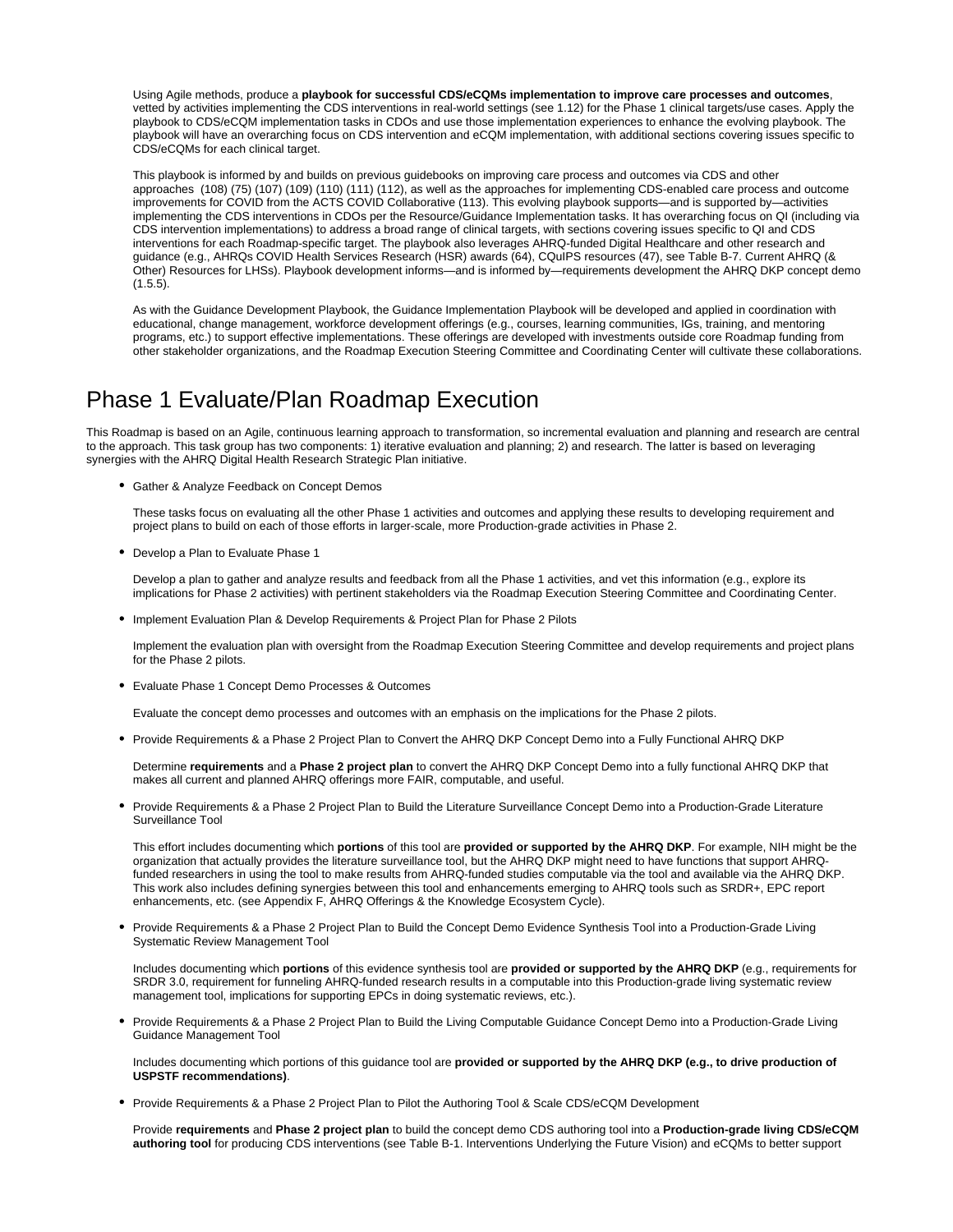Using Agile methods, produce a **playbook for successful CDS/eCQMs implementation to improve care processes and outcomes**, vetted by activities implementing the CDS interventions in real-world settings (see 1.12) for the Phase 1 clinical targets/use cases. Apply the playbook to CDS/eCQM implementation tasks in CDOs and use those implementation experiences to enhance the evolving playbook. The playbook will have an overarching focus on CDS intervention and eCQM implementation, with additional sections covering issues specific to CDS/eCQMs for each clinical target.

This playbook is informed by and builds on previous guidebooks on improving care process and outcomes via CDS and other approaches (108) (75) (107) (109) (110) (111) (112), as well as the approaches for implementing CDS-enabled care process and outcome improvements for COVID from the ACTS COVID Collaborative (113). This evolving playbook supports—and is supported by—activities implementing the CDS interventions in CDOs per the Resource/Guidance Implementation tasks. It has overarching focus on QI (including via CDS intervention implementations) to address a broad range of clinical targets, with sections covering issues specific to QI and CDS interventions for each Roadmap-specific target. The playbook also leverages AHRQ-funded Digital Healthcare and other research and guidance (e.g., AHRQs COVID Health Services Research (HSR) awards (64), CQuIPS resources (47), see Table B-7. Current AHRQ (& Other) Resources for LHSs). Playbook development informs—and is informed by—requirements development the AHRQ DKP concept demo (1.5.5).

As with the Guidance Development Playbook, the Guidance Implementation Playbook will be developed and applied in coordination with educational, change management, workforce development offerings (e.g., courses, learning communities, IGs, training, and mentoring programs, etc.) to support effective implementations. These offerings are developed with investments outside core Roadmap funding from other stakeholder organizations, and the Roadmap Execution Steering Committee and Coordinating Center will cultivate these collaborations.

# Phase 1 Evaluate/Plan Roadmap Execution

This Roadmap is based on an Agile, continuous learning approach to transformation, so incremental evaluation and planning and research are central to the approach. This task group has two components: 1) iterative evaluation and planning; 2) and research. The latter is based on leveraging synergies with the AHRQ Digital Health Research Strategic Plan initiative.

- Gather & Analyze Feedback on Concept Demos

  These tasks focus on evaluating all the other Phase 1 activities and outcomes and applying these results to developing requirement and project plans to build on each of those efforts in larger-scale, more Production-grade activities in Phase 2.

- Develop a Plan to Evaluate Phase 1

  Develop a plan to gather and analyze results and feedback from all the Phase 1 activities, and vet this information (e.g., explore its implications for Phase 2 activities) with pertinent stakeholders via the Roadmap Execution Steering Committee and Coordinating Center.

- Implement Evaluation Plan & Develop Requirements & Project Plan for Phase 2 Pilots

  Implement the evaluation plan with oversight from the Roadmap Execution Steering Committee and develop requirements and project plans for the Phase 2 pilots.

- Evaluate Phase 1 Concept Demo Processes & Outcomes

  Evaluate the concept demo processes and outcomes with an emphasis on the implications for the Phase 2 pilots.

- Provide Requirements & a Phase 2 Project Plan to Convert the AHRQ DKP Concept Demo into a Fully Functional AHRQ DKP

  Determine **requirements** and a **Phase 2 project plan** to convert the AHRQ DKP Concept Demo into a fully functional AHRQ DKP that makes all current and planned AHRQ offerings more FAIR, computable, and useful.

- Provide Requirements & a Phase 2 Project Plan to Build the Literature Surveillance Concept Demo into a Production-Grade Literature Surveillance Tool

  This effort includes documenting which **portions** of this tool are **provided or supported by the AHRQ DKP**. For example, NIH might be the organization that actually provides the literature surveillance tool, but the AHRQ DKP might need to have functions that support AHRQ-funded researchers in using the tool to make results from AHRQ-funded studies computable via the tool and available via the AHRQ DKP. This work also includes defining synergies between this tool and enhancements emerging to AHRQ tools such as SRDR+, EPC report enhancements, etc. (see Appendix F, AHRQ Offerings & the Knowledge Ecosystem Cycle).

- Provide Requirements & a Phase 2 Project Plan to Build the Concept Demo Evidence Synthesis Tool into a Production-Grade Living Systematic Review Management Tool

  Includes documenting which **portions** of this evidence synthesis tool are **provided or supported by the AHRQ DKP** (e.g., requirements for SRDR 3.0, requirement for funneling AHRQ-funded research results in a computable into this Production-grade living systematic review management tool, implications for supporting EPCs in doing systematic reviews, etc.).

- Provide Requirements & a Phase 2 Project Plan to Build the Living Computable Guidance Concept Demo into a Production-Grade Living Guidance Management Tool

  Includes documenting which portions of this guidance tool are **provided or supported by the AHRQ DKP (e.g., to drive production of USPSTF recommendations)**.

- Provide Requirements & a Phase 2 Project Plan to Pilot the Authoring Tool & Scale CDS/eCQM Development

  Provide **requirements** and **Phase 2 project plan** to build the concept demo CDS authoring tool into a **Production-grade living CDS/eCQM authoring tool** for producing CDS interventions (see Table B-1. Interventions Underlying the Future Vision) and eCQMs to better support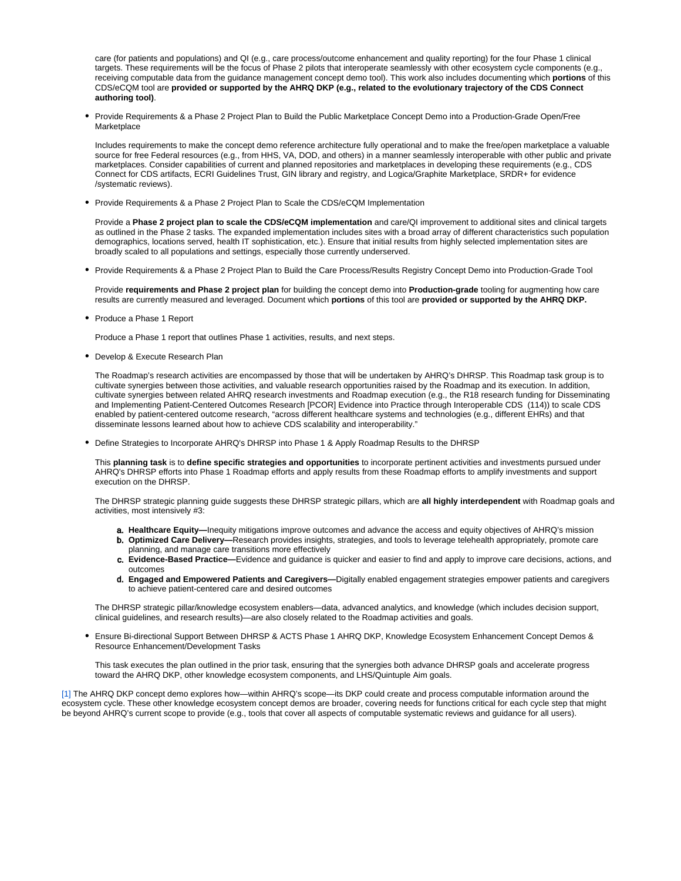care (for patients and populations) and QI (e.g., care process/outcome enhancement and quality reporting) for the four Phase 1 clinical targets. These requirements will be the focus of Phase 2 pilots that interoperate seamlessly with other ecosystem cycle components (e.g., receiving computable data from the guidance management concept demo tool). This work also includes documenting which **portions** of this CDS/eCQM tool are **provided or supported by the AHRQ DKP (e.g., related to the evolutionary trajectory of the CDS Connect authoring tool)**.

- Provide Requirements & a Phase 2 Project Plan to Build the Public Marketplace Concept Demo into a Production-Grade Open/Free Marketplace

  Includes requirements to make the concept demo reference architecture fully operational and to make the free/open marketplace a valuable source for free Federal resources (e.g., from HHS, VA, DOD, and others) in a manner seamlessly interoperable with other public and private marketplaces. Consider capabilities of current and planned repositories and marketplaces in developing these requirements (e.g., CDS Connect for CDS artifacts, ECRI Guidelines Trust, GIN library and registry, and Logica/Graphite Marketplace, SRDR+ for evidence /systematic reviews).

- Provide Requirements & a Phase 2 Project Plan to Scale the CDS/eCQM Implementation

  Provide a **Phase 2 project plan to scale the CDS/eCQM implementation** and care/QI improvement to additional sites and clinical targets as outlined in the Phase 2 tasks. The expanded implementation includes sites with a broad array of different characteristics such population demographics, locations served, health IT sophistication, etc.). Ensure that initial results from highly selected implementation sites are broadly scaled to all populations and settings, especially those currently underserved.

- Provide Requirements & a Phase 2 Project Plan to Build the Care Process/Results Registry Concept Demo into Production-Grade Tool

  Provide **requirements and Phase 2 project plan** for building the concept demo into **Production-grade** tooling for augmenting how care results are currently measured and leveraged. Document which **portions** of this tool are **provided or supported by the AHRQ DKP.**

- Produce a Phase 1 Report

  Produce a Phase 1 report that outlines Phase 1 activities, results, and next steps.

- Develop & Execute Research Plan

  The Roadmap's research activities are encompassed by those that will be undertaken by AHRQ's DHRSP. This Roadmap task group is to cultivate synergies between those activities, and valuable research opportunities raised by the Roadmap and its execution. In addition, cultivate synergies between related AHRQ research investments and Roadmap execution (e.g., the R18 research funding for Disseminating and Implementing Patient-Centered Outcomes Research [PCOR] Evidence into Practice through Interoperable CDS  (114)) to scale CDS enabled by patient-centered outcome research, "across different healthcare systems and technologies (e.g., different EHRs) and that disseminate lessons learned about how to achieve CDS scalability and interoperability."

- Define Strategies to Incorporate AHRQ's DHRSP into Phase 1 & Apply Roadmap Results to the DHRSP

  This **planning task** is to **define specific strategies and opportunities** to incorporate pertinent activities and investments pursued under AHRQ's DHRSP efforts into Phase 1 Roadmap efforts and apply results from these Roadmap efforts to amplify investments and support execution on the DHRSP.

  The DHRSP strategic planning guide suggests these DHRSP strategic pillars, which are **all highly interdependent** with Roadmap goals and activities, most intensively #3:

  a. **Healthcare Equity—**Inequity mitigations improve outcomes and advance the access and equity objectives of AHRQ's mission
  b. **Optimized Care Delivery—**Research provides insights, strategies, and tools to leverage telehealth appropriately, promote care planning, and manage care transitions more effectively
  c. **Evidence-Based Practice—**Evidence and guidance is quicker and easier to find and apply to improve care decisions, actions, and outcomes
  d. **Engaged and Empowered Patients and Caregivers—**Digitally enabled engagement strategies empower patients and caregivers to achieve patient-centered care and desired outcomes

  The DHRSP strategic pillar/knowledge ecosystem enablers—data, advanced analytics, and knowledge (which includes decision support, clinical guidelines, and research results)—are also closely related to the Roadmap activities and goals.

- Ensure Bi-directional Support Between DHRSP & ACTS Phase 1 AHRQ DKP, Knowledge Ecosystem Enhancement Concept Demos & Resource Enhancement/Development Tasks

  This task executes the plan outlined in the prior task, ensuring that the synergies both advance DHRSP goals and accelerate progress toward the AHRQ DKP, other knowledge ecosystem components, and LHS/Quintuple Aim goals.

[1] The AHRQ DKP concept demo explores how—within AHRQ's scope—its DKP could create and process computable information around the ecosystem cycle. These other knowledge ecosystem concept demos are broader, covering needs for functions critical for each cycle step that might be beyond AHRQ's current scope to provide (e.g., tools that cover all aspects of computable systematic reviews and guidance for all users).